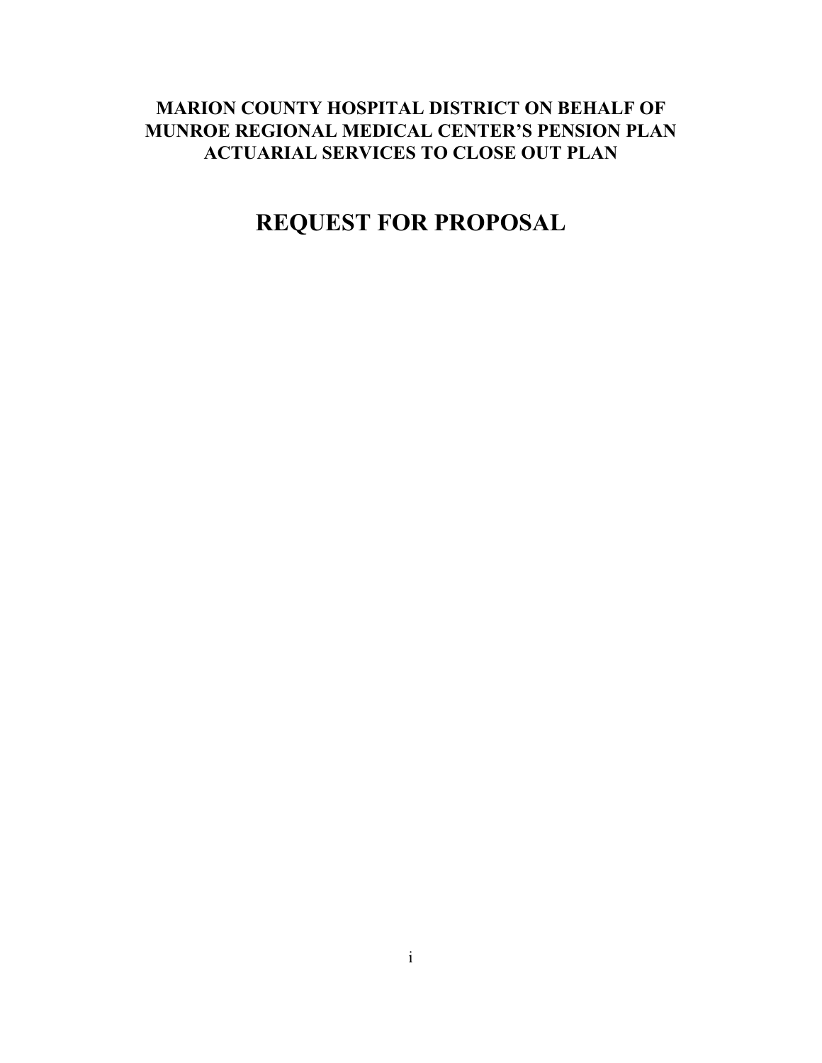**MARION COUNTY HOSPITAL DISTRICT ON BEHALF OF MUNROE REGIONAL MEDICAL CENTER'S PENSION PLAN ACTUARIAL SERVICES TO CLOSE OUT PLAN**

# REQUEST FOR PROPOSAL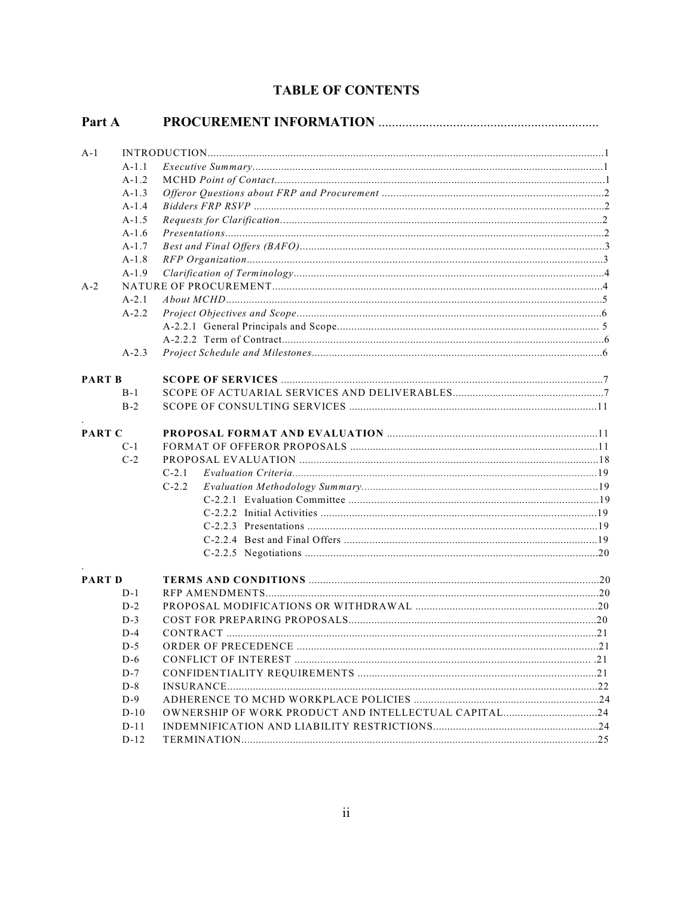# TABLE OF CONTENTS

## Part A PROCUREMENT INFORMATION

- A-1 INTRODUCTION....1
  - A-1.1 *Executive Summary*....1
  - A-1.2 MCHD *Point of Contact*....1
  - A-1.3 *Offeror Questions about FRP and Procurement*....2
  - A-1.4 *Bidders FRP RSVP*....2
  - A-1.5 *Requests for Clarification*....2
  - A-1.6 *Presentations*....2
  - A-1.7 *Best and Final Offers (BAFO)*....3
  - A-1.8 *RFP Organization*....3
  - A-1.9 *Clarification of Terminology*....4
- A-2 NATURE OF PROCUREMENT....4
  - A-2.1 *About MCHD*....5
  - A-2.2 *Project Objectives and Scope*....6
    - A-2.2.1 General Principals and Scope....5
    - A-2.2.2 Term of Contract....6
  - A-2.3 *Project Schedule and Milestones*....6

## PART B SCOPE OF SERVICES....7

- B-1 SCOPE OF ACTUARIAL SERVICES AND DELIVERABLES....7
- B-2 SCOPE OF CONSULTING SERVICES....11

## PART C PROPOSAL FORMAT AND EVALUATION....11

- C-1 FORMAT OF OFFEROR PROPOSALS....11
- C-2 PROPOSAL EVALUATION....18
  - C-2.1 *Evaluation Criteria*....19
  - C-2.2 *Evaluation Methodology Summary*....19
    - C-2.2.1 Evaluation Committee....19
    - C-2.2.2 Initial Activities....19
    - C-2.2.3 Presentations....19
    - C-2.2.4 Best and Final Offers....19
    - C-2.2.5 Negotiations....20

## PART D TERMS AND CONDITIONS....20

- D-1 RFP AMENDMENTS....20
- D-2 PROPOSAL MODIFICATIONS OR WITHDRAWAL....20
- D-3 COST FOR PREPARING PROPOSALS....20
- D-4 CONTRACT....21
- D-5 ORDER OF PRECEDENCE....21
- D-6 CONFLICT OF INTEREST....21
- D-7 CONFIDENTIALITY REQUIREMENTS....21
- D-8 INSURANCE....22
- D-9 ADHERENCE TO MCHD WORKPLACE POLICIES....24
- D-10 OWNERSHIP OF WORK PRODUCT AND INTELLECTUAL CAPITAL....24
- D-11 INDEMNIFICATION AND LIABILITY RESTRICTIONS....24
- D-12 TERMINATION....25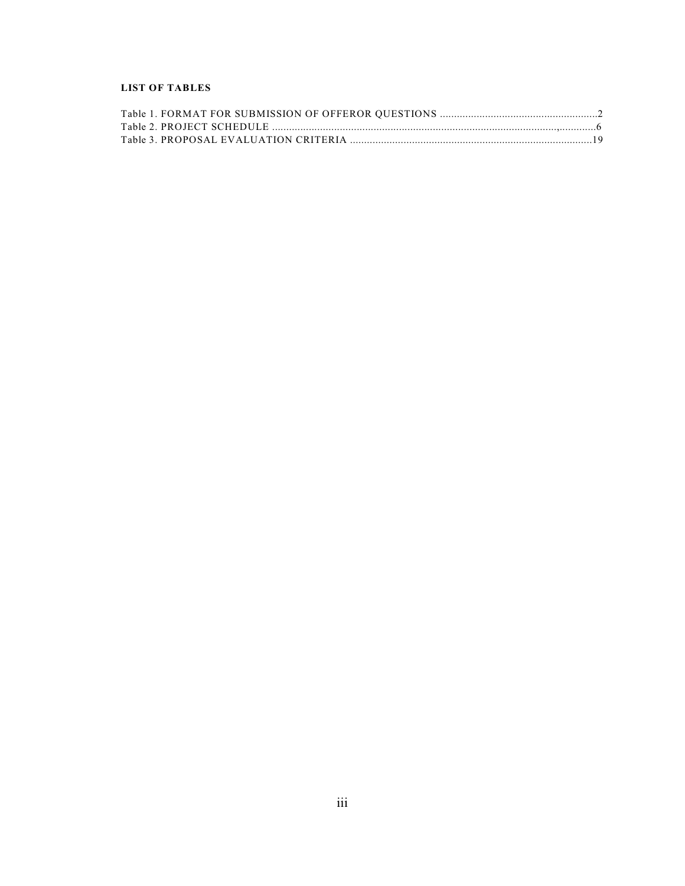**LIST OF TABLES**

Table 1. FORMAT FOR SUBMISSION OF OFFEROR QUESTIONS ........................................................2
Table 2. PROJECT SCHEDULE ..................................................................................................,.............6
Table 3. PROPOSAL EVALUATION CRITERIA .....................................................................................19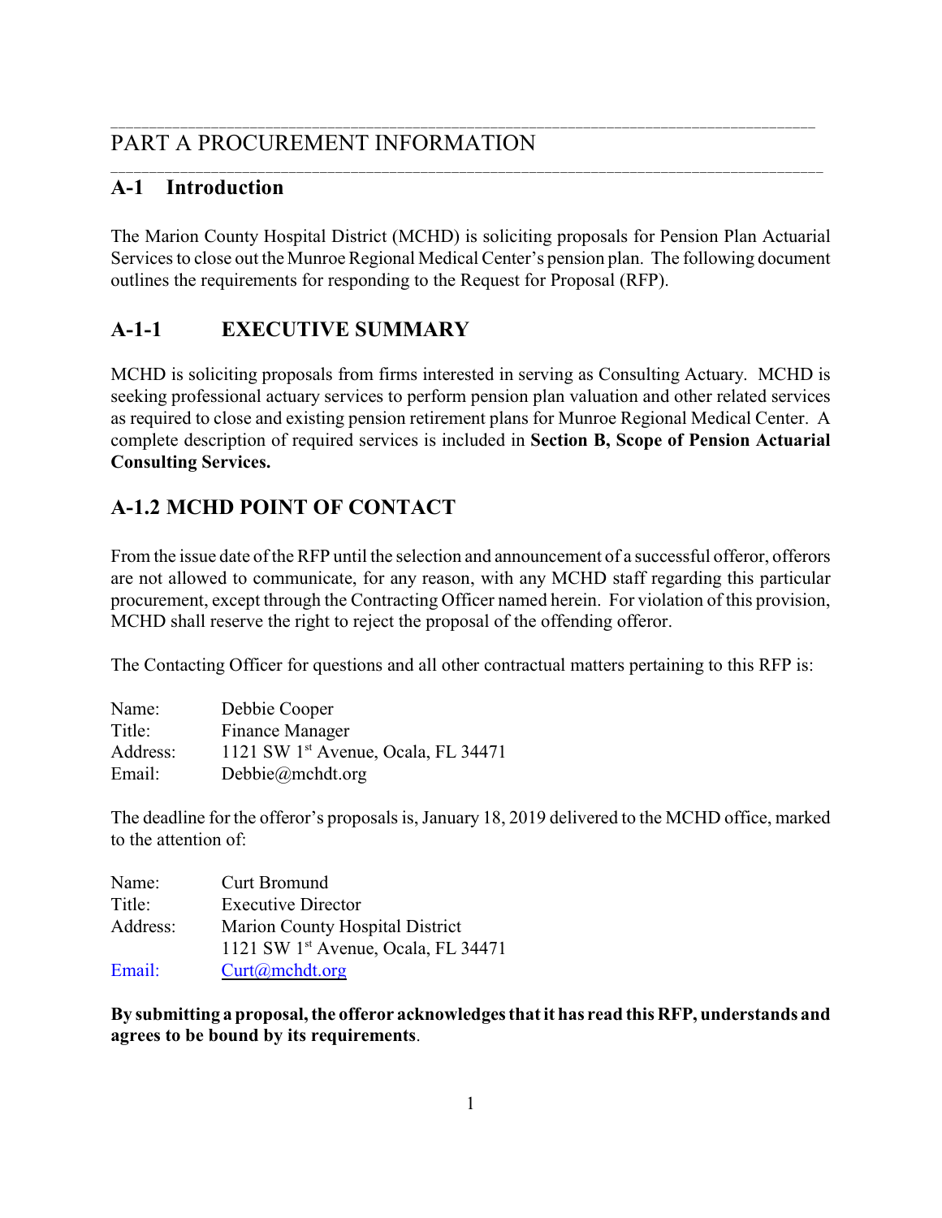# PART A PROCUREMENT INFORMATION

## A-1 Introduction

The Marion County Hospital District (MCHD) is soliciting proposals for Pension Plan Actuarial Services to close out the Munroe Regional Medical Center's pension plan. The following document outlines the requirements for responding to the Request for Proposal (RFP).

## A-1-1 EXECUTIVE SUMMARY

MCHD is soliciting proposals from firms interested in serving as Consulting Actuary. MCHD is seeking professional actuary services to perform pension plan valuation and other related services as required to close and existing pension retirement plans for Munroe Regional Medical Center. A complete description of required services is included in **Section B, Scope of Pension Actuarial Consulting Services.**

## A-1.2 MCHD POINT OF CONTACT

From the issue date of the RFP until the selection and announcement of a successful offeror, offerors are not allowed to communicate, for any reason, with any MCHD staff regarding this particular procurement, except through the Contracting Officer named herein. For violation of this provision, MCHD shall reserve the right to reject the proposal of the offending offeror.

The Contacting Officer for questions and all other contractual matters pertaining to this RFP is:

Name: Debbie Cooper
Title: Finance Manager
Address: 1121 SW 1st Avenue, Ocala, FL 34471
Email: Debbie@mchdt.org

The deadline for the offeror's proposals is, January 18, 2019 delivered to the MCHD office, marked to the attention of:

Name: Curt Bromund
Title: Executive Director
Address: Marion County Hospital District
1121 SW 1st Avenue, Ocala, FL 34471
Email: Curt@mchdt.org

**By submitting a proposal, the offeror acknowledges that it has read this RFP, understands and agrees to be bound by its requirements**.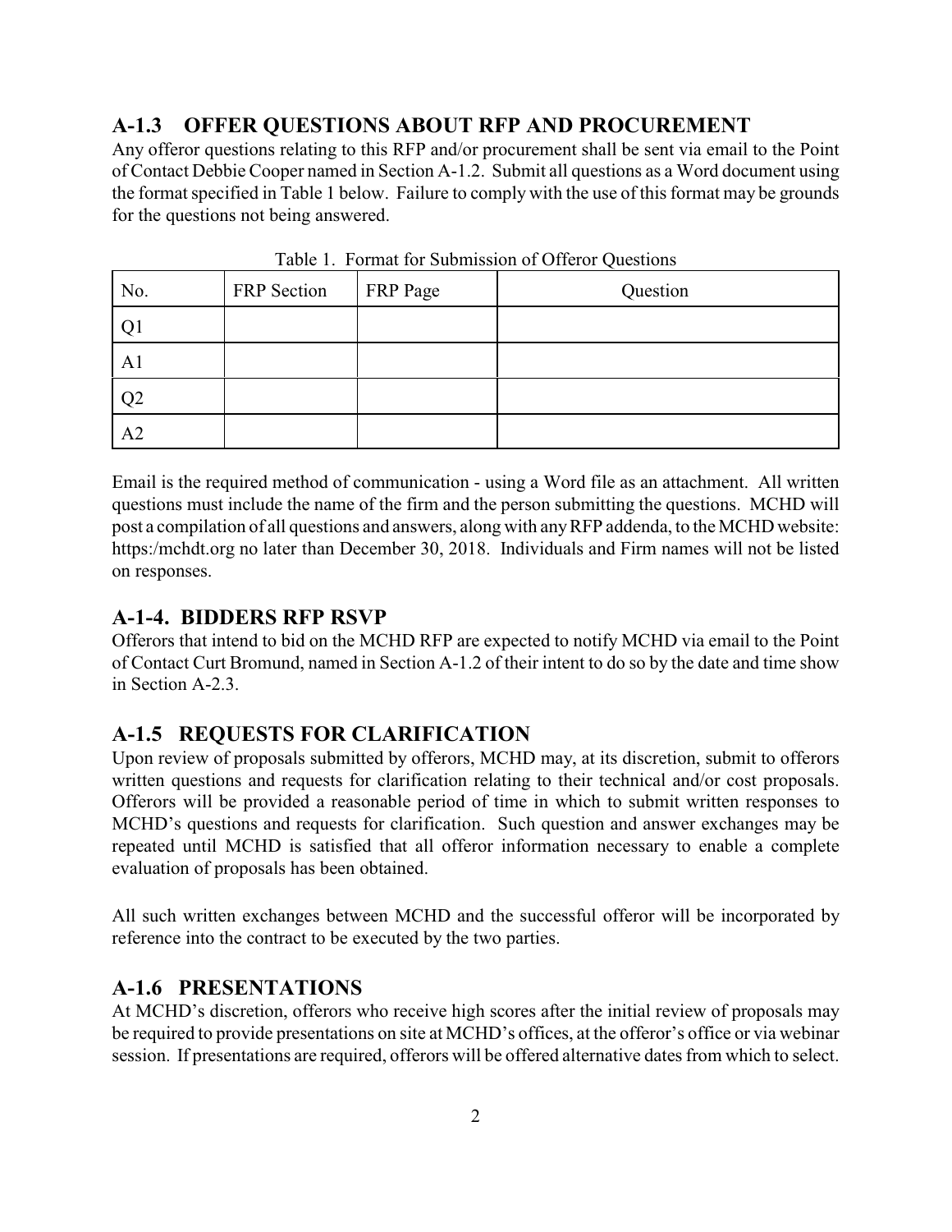## A-1.3 OFFER QUESTIONS ABOUT RFP AND PROCUREMENT

Any offeror questions relating to this RFP and/or procurement shall be sent via email to the Point of Contact Debbie Cooper named in Section A-1.2. Submit all questions as a Word document using the format specified in Table 1 below. Failure to comply with the use of this format may be grounds for the questions not being answered.

Table 1. Format for Submission of Offeror Questions

| No. | FRP Section | FRP Page | Question |
|---|---|---|---|
| Q1 | | | |
| A1 | | | |
| Q2 | | | |
| A2 | | | |

Email is the required method of communication - using a Word file as an attachment. All written questions must include the name of the firm and the person submitting the questions. MCHD will post a compilation of all questions and answers, along with any RFP addenda, to the MCHD website: https:/mchdt.org no later than December 30, 2018. Individuals and Firm names will not be listed on responses.

## A-1-4. BIDDERS RFP RSVP

Offerors that intend to bid on the MCHD RFP are expected to notify MCHD via email to the Point of Contact Curt Bromund, named in Section A-1.2 of their intent to do so by the date and time show in Section A-2.3.

## A-1.5 REQUESTS FOR CLARIFICATION

Upon review of proposals submitted by offerors, MCHD may, at its discretion, submit to offerors written questions and requests for clarification relating to their technical and/or cost proposals. Offerors will be provided a reasonable period of time in which to submit written responses to MCHD's questions and requests for clarification. Such question and answer exchanges may be repeated until MCHD is satisfied that all offeror information necessary to enable a complete evaluation of proposals has been obtained.

All such written exchanges between MCHD and the successful offeror will be incorporated by reference into the contract to be executed by the two parties.

## A-1.6 PRESENTATIONS

At MCHD's discretion, offerors who receive high scores after the initial review of proposals may be required to provide presentations on site at MCHD's offices, at the offeror's office or via webinar session. If presentations are required, offerors will be offered alternative dates from which to select.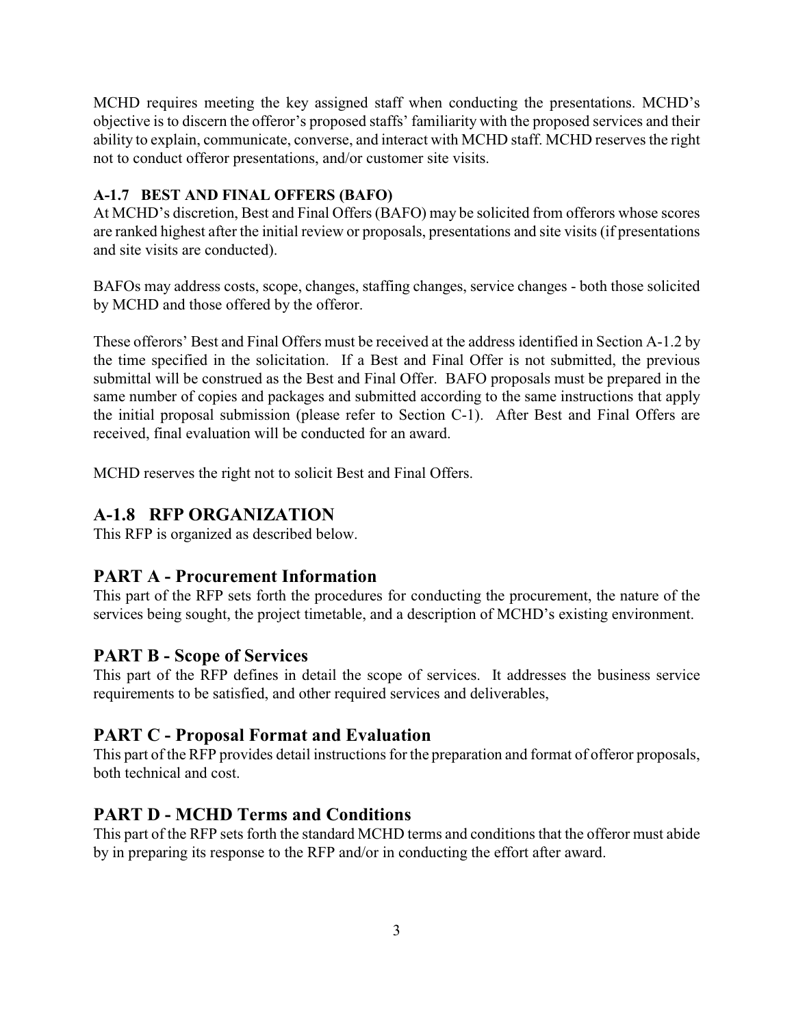MCHD requires meeting the key assigned staff when conducting the presentations. MCHD's objective is to discern the offeror's proposed staffs' familiarity with the proposed services and their ability to explain, communicate, converse, and interact with MCHD staff. MCHD reserves the right not to conduct offeror presentations, and/or customer site visits.

### A-1.7 BEST AND FINAL OFFERS (BAFO)

At MCHD's discretion, Best and Final Offers (BAFO) may be solicited from offerors whose scores are ranked highest after the initial review or proposals, presentations and site visits (if presentations and site visits are conducted).

BAFOs may address costs, scope, changes, staffing changes, service changes - both those solicited by MCHD and those offered by the offeror.

These offerors' Best and Final Offers must be received at the address identified in Section A-1.2 by the time specified in the solicitation. If a Best and Final Offer is not submitted, the previous submittal will be construed as the Best and Final Offer. BAFO proposals must be prepared in the same number of copies and packages and submitted according to the same instructions that apply the initial proposal submission (please refer to Section C-1). After Best and Final Offers are received, final evaluation will be conducted for an award.

MCHD reserves the right not to solicit Best and Final Offers.

## A-1.8 RFP ORGANIZATION

This RFP is organized as described below.

## PART A - Procurement Information

This part of the RFP sets forth the procedures for conducting the procurement, the nature of the services being sought, the project timetable, and a description of MCHD's existing environment.

## PART B - Scope of Services

This part of the RFP defines in detail the scope of services. It addresses the business service requirements to be satisfied, and other required services and deliverables,

## PART C - Proposal Format and Evaluation

This part of the RFP provides detail instructions for the preparation and format of offeror proposals, both technical and cost.

## PART D - MCHD Terms and Conditions

This part of the RFP sets forth the standard MCHD terms and conditions that the offeror must abide by in preparing its response to the RFP and/or in conducting the effort after award.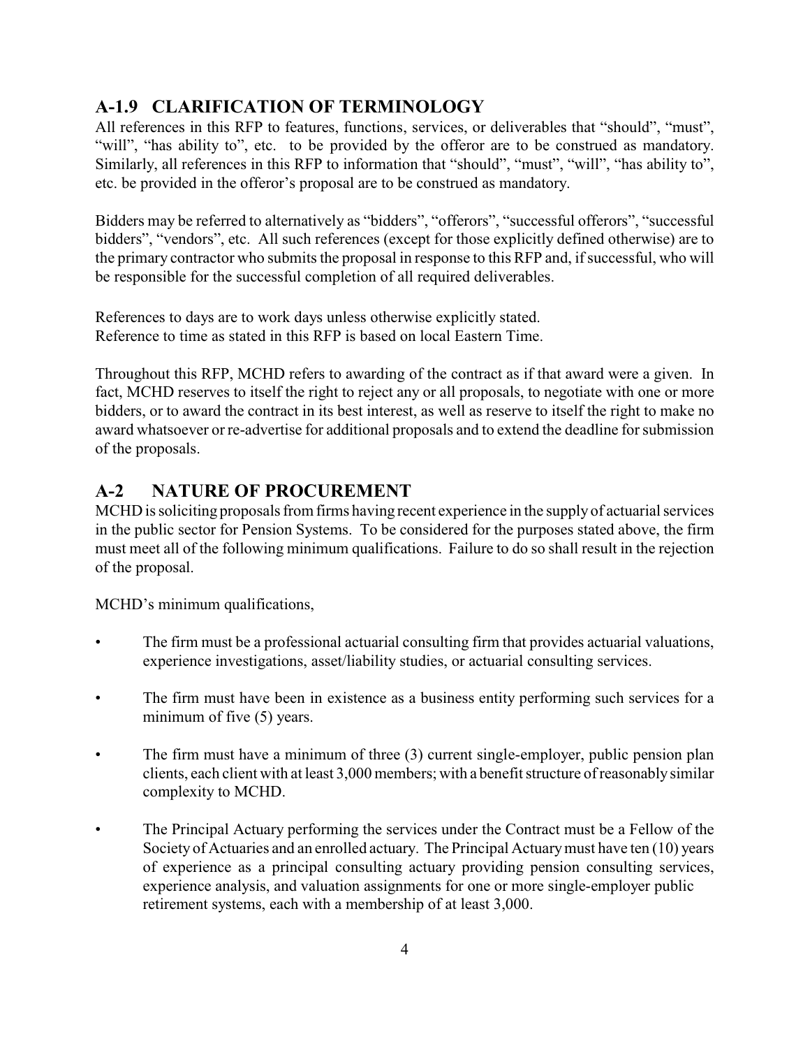## A-1.9 CLARIFICATION OF TERMINOLOGY

All references in this RFP to features, functions, services, or deliverables that "should", "must", "will", "has ability to", etc. to be provided by the offeror are to be construed as mandatory. Similarly, all references in this RFP to information that "should", "must", "will", "has ability to", etc. be provided in the offeror's proposal are to be construed as mandatory.

Bidders may be referred to alternatively as "bidders", "offerors", "successful offerors", "successful bidders", "vendors", etc. All such references (except for those explicitly defined otherwise) are to the primary contractor who submits the proposal in response to this RFP and, if successful, who will be responsible for the successful completion of all required deliverables.

References to days are to work days unless otherwise explicitly stated.
Reference to time as stated in this RFP is based on local Eastern Time.

Throughout this RFP, MCHD refers to awarding of the contract as if that award were a given. In fact, MCHD reserves to itself the right to reject any or all proposals, to negotiate with one or more bidders, or to award the contract in its best interest, as well as reserve to itself the right to make no award whatsoever or re-advertise for additional proposals and to extend the deadline for submission of the proposals.

## A-2 NATURE OF PROCUREMENT

MCHD is soliciting proposals from firms having recent experience in the supply of actuarial services in the public sector for Pension Systems. To be considered for the purposes stated above, the firm must meet all of the following minimum qualifications. Failure to do so shall result in the rejection of the proposal.

MCHD's minimum qualifications,

- The firm must be a professional actuarial consulting firm that provides actuarial valuations, experience investigations, asset/liability studies, or actuarial consulting services.
- The firm must have been in existence as a business entity performing such services for a minimum of five (5) years.
- The firm must have a minimum of three (3) current single-employer, public pension plan clients, each client with at least 3,000 members; with a benefit structure of reasonably similar complexity to MCHD.
- The Principal Actuary performing the services under the Contract must be a Fellow of the Society of Actuaries and an enrolled actuary. The Principal Actuary must have ten (10) years of experience as a principal consulting actuary providing pension consulting services, experience analysis, and valuation assignments for one or more single-employer public retirement systems, each with a membership of at least 3,000.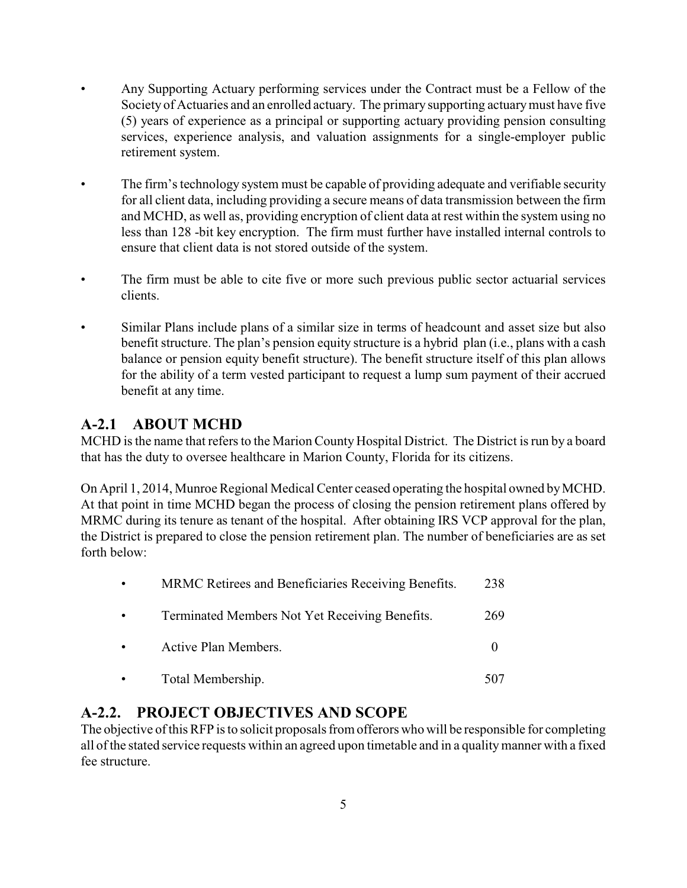- Any Supporting Actuary performing services under the Contract must be a Fellow of the Society of Actuaries and an enrolled actuary. The primary supporting actuary must have five (5) years of experience as a principal or supporting actuary providing pension consulting services, experience analysis, and valuation assignments for a single-employer public retirement system.

- The firm's technology system must be capable of providing adequate and verifiable security for all client data, including providing a secure means of data transmission between the firm and MCHD, as well as, providing encryption of client data at rest within the system using no less than 128 -bit key encryption. The firm must further have installed internal controls to ensure that client data is not stored outside of the system.

- The firm must be able to cite five or more such previous public sector actuarial services clients.

- Similar Plans include plans of a similar size in terms of headcount and asset size but also benefit structure. The plan's pension equity structure is a hybrid plan (i.e., plans with a cash balance or pension equity benefit structure). The benefit structure itself of this plan allows for the ability of a term vested participant to request a lump sum payment of their accrued benefit at any time.

## A-2.1 ABOUT MCHD

MCHD is the name that refers to the Marion County Hospital District. The District is run by a board that has the duty to oversee healthcare in Marion County, Florida for its citizens.

On April 1, 2014, Munroe Regional Medical Center ceased operating the hospital owned by MCHD. At that point in time MCHD began the process of closing the pension retirement plans offered by MRMC during its tenure as tenant of the hospital. After obtaining IRS VCP approval for the plan, the District is prepared to close the pension retirement plan. The number of beneficiaries are as set forth below:

- MRMC Retirees and Beneficiaries Receiving Benefits. 238
- Terminated Members Not Yet Receiving Benefits. 269
- Active Plan Members. 0
- Total Membership. 507

## A-2.2. PROJECT OBJECTIVES AND SCOPE

The objective of this RFP is to solicit proposals from offerors who will be responsible for completing all of the stated service requests within an agreed upon timetable and in a quality manner with a fixed fee structure.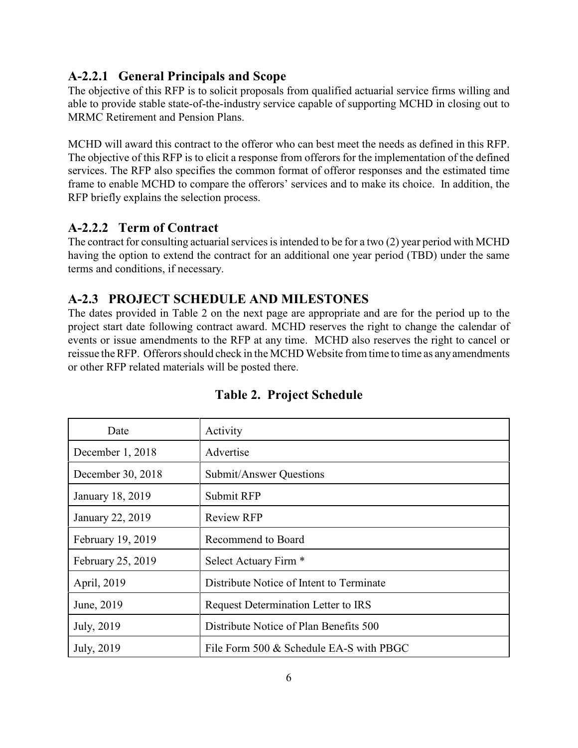### A-2.2.1 General Principals and Scope

The objective of this RFP is to solicit proposals from qualified actuarial service firms willing and able to provide stable state-of-the-industry service capable of supporting MCHD in closing out to MRMC Retirement and Pension Plans.

MCHD will award this contract to the offeror who can best meet the needs as defined in this RFP. The objective of this RFP is to elicit a response from offerors for the implementation of the defined services. The RFP also specifies the common format of offeror responses and the estimated time frame to enable MCHD to compare the offerors' services and to make its choice. In addition, the RFP briefly explains the selection process.

### A-2.2.2 Term of Contract

The contract for consulting actuarial services is intended to be for a two (2) year period with MCHD having the option to extend the contract for an additional one year period (TBD) under the same terms and conditions, if necessary.

## A-2.3 PROJECT SCHEDULE AND MILESTONES

The dates provided in Table 2 on the next page are appropriate and are for the period up to the project start date following contract award. MCHD reserves the right to change the calendar of events or issue amendments to the RFP at any time. MCHD also reserves the right to cancel or reissue the RFP. Offerors should check in the MCHD Website from time to time as any amendments or other RFP related materials will be posted there.

**Table 2. Project Schedule**

| Date | Activity |
|---|---|
| December 1, 2018 | Advertise |
| December 30, 2018 | Submit/Answer Questions |
| January 18, 2019 | Submit RFP |
| January 22, 2019 | Review RFP |
| February 19, 2019 | Recommend to Board |
| February 25, 2019 | Select Actuary Firm * |
| April, 2019 | Distribute Notice of Intent to Terminate |
| June, 2019 | Request Determination Letter to IRS |
| July, 2019 | Distribute Notice of Plan Benefits 500 |
| July, 2019 | File Form 500 & Schedule EA-S with PBGC |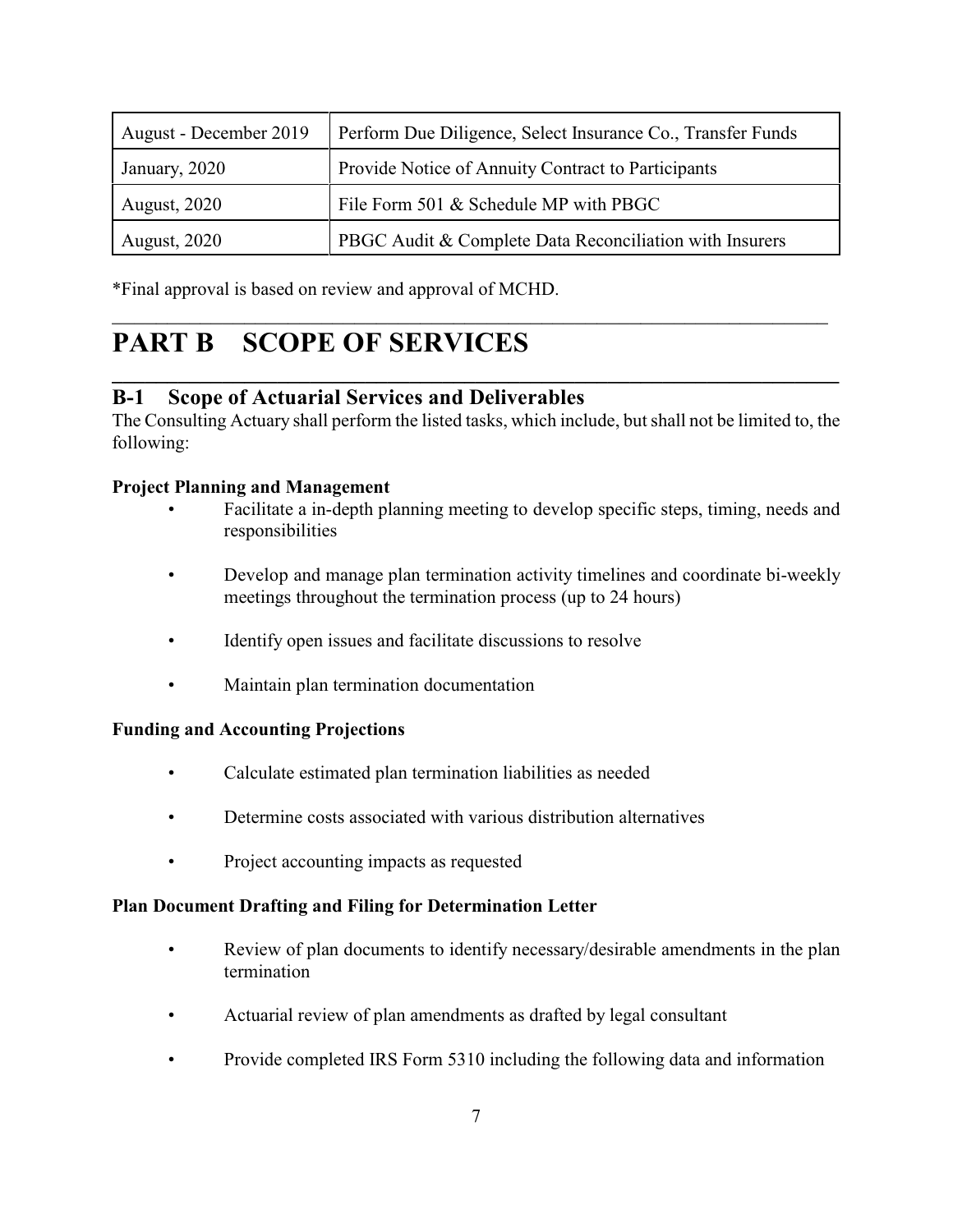| August - December 2019 | Perform Due Diligence, Select Insurance Co., Transfer Funds |
|---|---|
| January, 2020 | Provide Notice of Annuity Contract to Participants |
| August, 2020 | File Form 501 & Schedule MP with PBGC |
| August, 2020 | PBGC Audit & Complete Data Reconciliation with Insurers |

*Final approval is based on review and approval of MCHD.

# PART B SCOPE OF SERVICES

## B-1 Scope of Actuarial Services and Deliverables

The Consulting Actuary shall perform the listed tasks, which include, but shall not be limited to, the following:

**Project Planning and Management**

- Facilitate a in-depth planning meeting to develop specific steps, timing, needs and responsibilities
- Develop and manage plan termination activity timelines and coordinate bi-weekly meetings throughout the termination process (up to 24 hours)
- Identify open issues and facilitate discussions to resolve
- Maintain plan termination documentation

**Funding and Accounting Projections**

- Calculate estimated plan termination liabilities as needed
- Determine costs associated with various distribution alternatives
- Project accounting impacts as requested

**Plan Document Drafting and Filing for Determination Letter**

- Review of plan documents to identify necessary/desirable amendments in the plan termination
- Actuarial review of plan amendments as drafted by legal consultant
- Provide completed IRS Form 5310 including the following data and information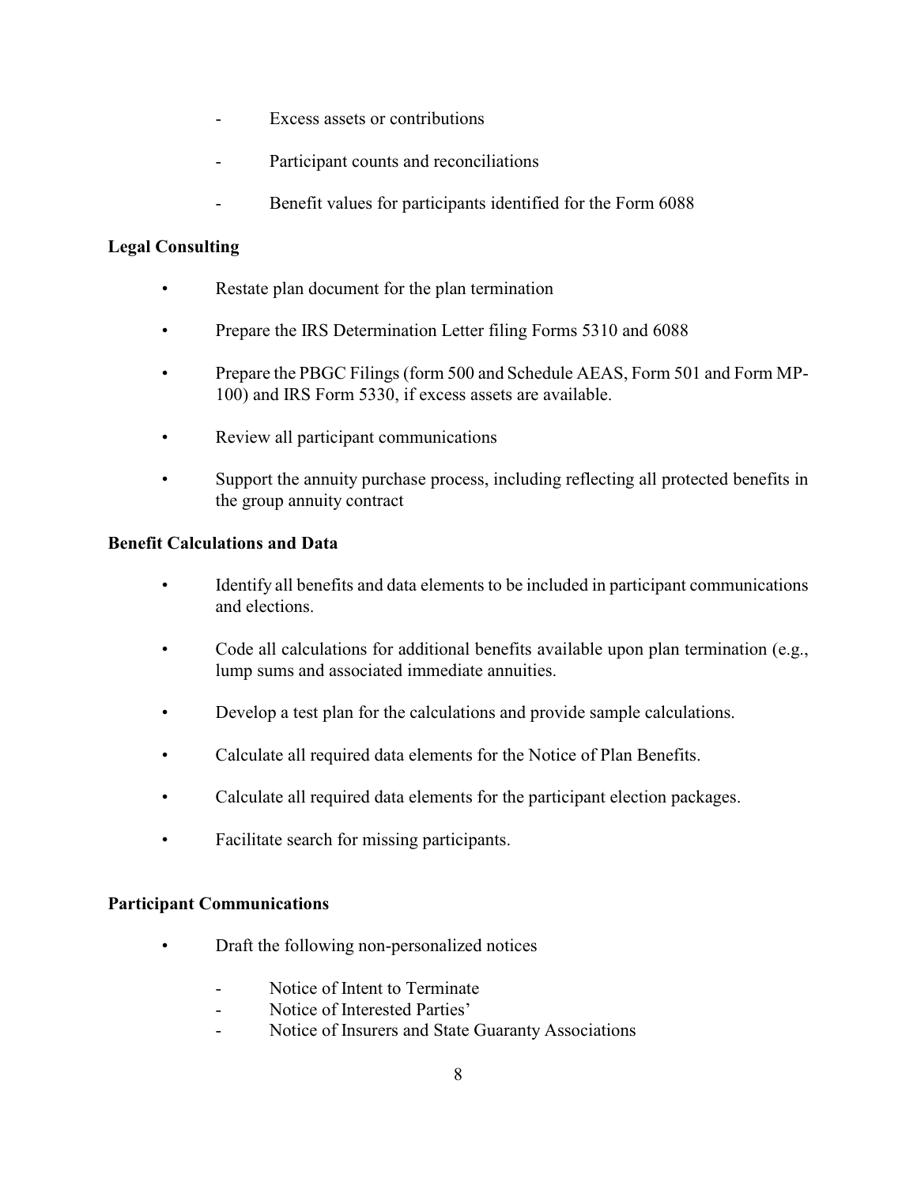- Excess assets or contributions
- Participant counts and reconciliations
- Benefit values for participants identified for the Form 6088

**Legal Consulting**

- Restate plan document for the plan termination
- Prepare the IRS Determination Letter filing Forms 5310 and 6088
- Prepare the PBGC Filings (form 500 and Schedule AEAS, Form 501 and Form MP-100) and IRS Form 5330, if excess assets are available.
- Review all participant communications
- Support the annuity purchase process, including reflecting all protected benefits in the group annuity contract

**Benefit Calculations and Data**

- Identify all benefits and data elements to be included in participant communications and elections.
- Code all calculations for additional benefits available upon plan termination (e.g., lump sums and associated immediate annuities.
- Develop a test plan for the calculations and provide sample calculations.
- Calculate all required data elements for the Notice of Plan Benefits.
- Calculate all required data elements for the participant election packages.
- Facilitate search for missing participants.

**Participant Communications**

- Draft the following non-personalized notices
  - Notice of Intent to Terminate
  - Notice of Interested Parties'
  - Notice of Insurers and State Guaranty Associations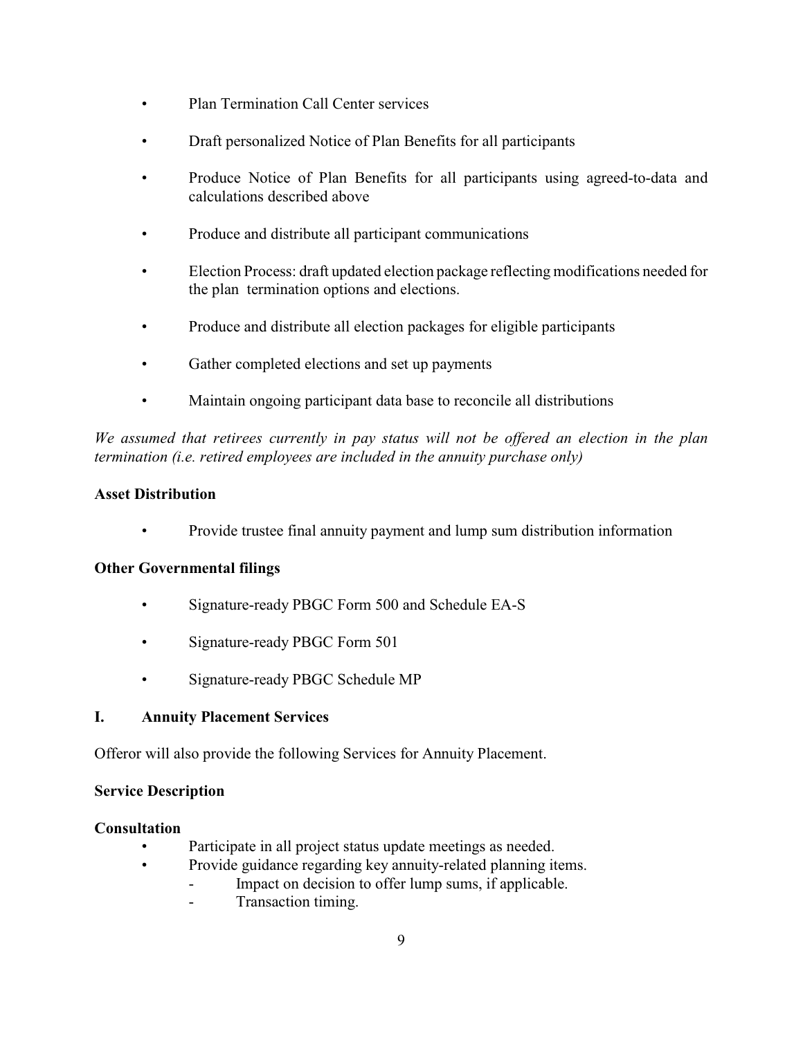- Plan Termination Call Center services
- Draft personalized Notice of Plan Benefits for all participants
- Produce Notice of Plan Benefits for all participants using agreed-to-data and calculations described above
- Produce and distribute all participant communications
- Election Process: draft updated election package reflecting modifications needed for the plan termination options and elections.
- Produce and distribute all election packages for eligible participants
- Gather completed elections and set up payments
- Maintain ongoing participant data base to reconcile all distributions

*We assumed that retirees currently in pay status will not be offered an election in the plan termination (i.e. retired employees are included in the annuity purchase only)*

**Asset Distribution**

- Provide trustee final annuity payment and lump sum distribution information

**Other Governmental filings**

- Signature-ready PBGC Form 500 and Schedule EA-S
- Signature-ready PBGC Form 501
- Signature-ready PBGC Schedule MP

## I. Annuity Placement Services

Offeror will also provide the following Services for Annuity Placement.

**Service Description**

**Consultation**

- Participate in all project status update meetings as needed.
- Provide guidance regarding key annuity-related planning items.
  - Impact on decision to offer lump sums, if applicable.
  - Transaction timing.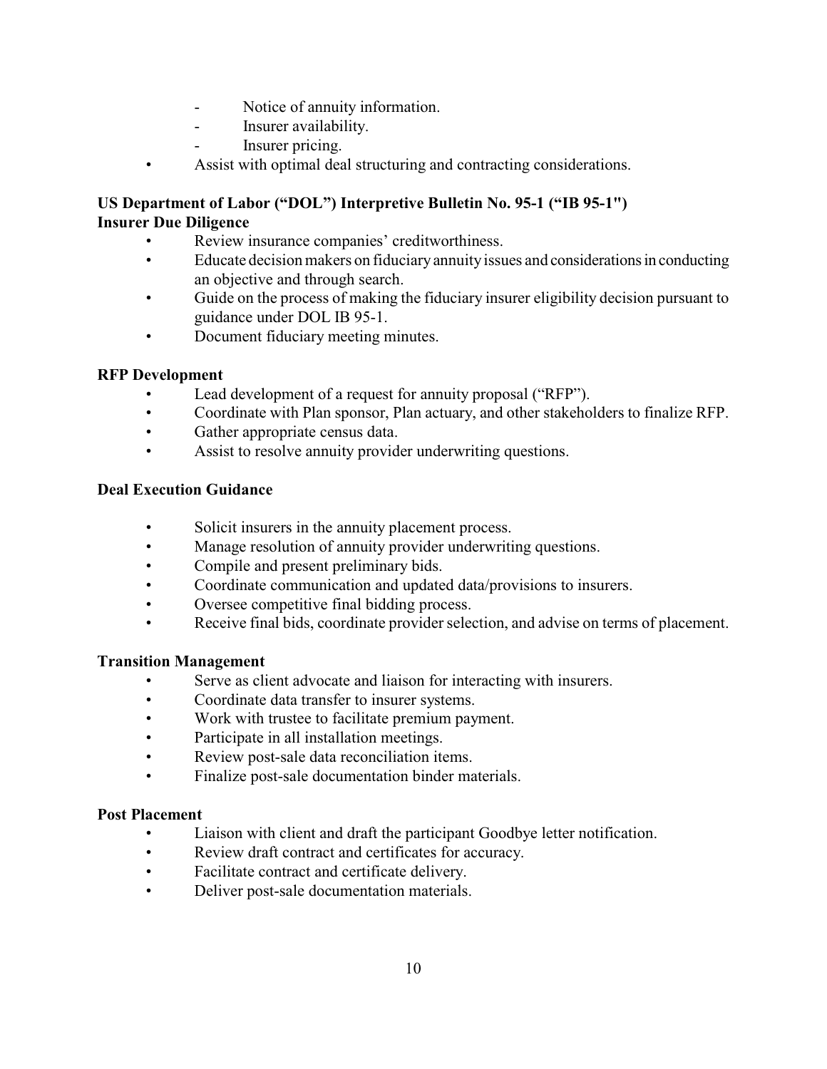- Notice of annuity information.
- Insurer availability.
- Insurer pricing.

- Assist with optimal deal structuring and contracting considerations.

**US Department of Labor ("DOL") Interpretive Bulletin No. 95-1 ("IB 95-1")**
**Insurer Due Diligence**

- Review insurance companies' creditworthiness.
- Educate decision makers on fiduciary annuity issues and considerations in conducting an objective and through search.
- Guide on the process of making the fiduciary insurer eligibility decision pursuant to guidance under DOL IB 95-1.
- Document fiduciary meeting minutes.

**RFP Development**

- Lead development of a request for annuity proposal ("RFP").
- Coordinate with Plan sponsor, Plan actuary, and other stakeholders to finalize RFP.
- Gather appropriate census data.
- Assist to resolve annuity provider underwriting questions.

**Deal Execution Guidance**

- Solicit insurers in the annuity placement process.
- Manage resolution of annuity provider underwriting questions.
- Compile and present preliminary bids.
- Coordinate communication and updated data/provisions to insurers.
- Oversee competitive final bidding process.
- Receive final bids, coordinate provider selection, and advise on terms of placement.

**Transition Management**

- Serve as client advocate and liaison for interacting with insurers.
- Coordinate data transfer to insurer systems.
- Work with trustee to facilitate premium payment.
- Participate in all installation meetings.
- Review post-sale data reconciliation items.
- Finalize post-sale documentation binder materials.

**Post Placement**

- Liaison with client and draft the participant Goodbye letter notification.
- Review draft contract and certificates for accuracy.
- Facilitate contract and certificate delivery.
- Deliver post-sale documentation materials.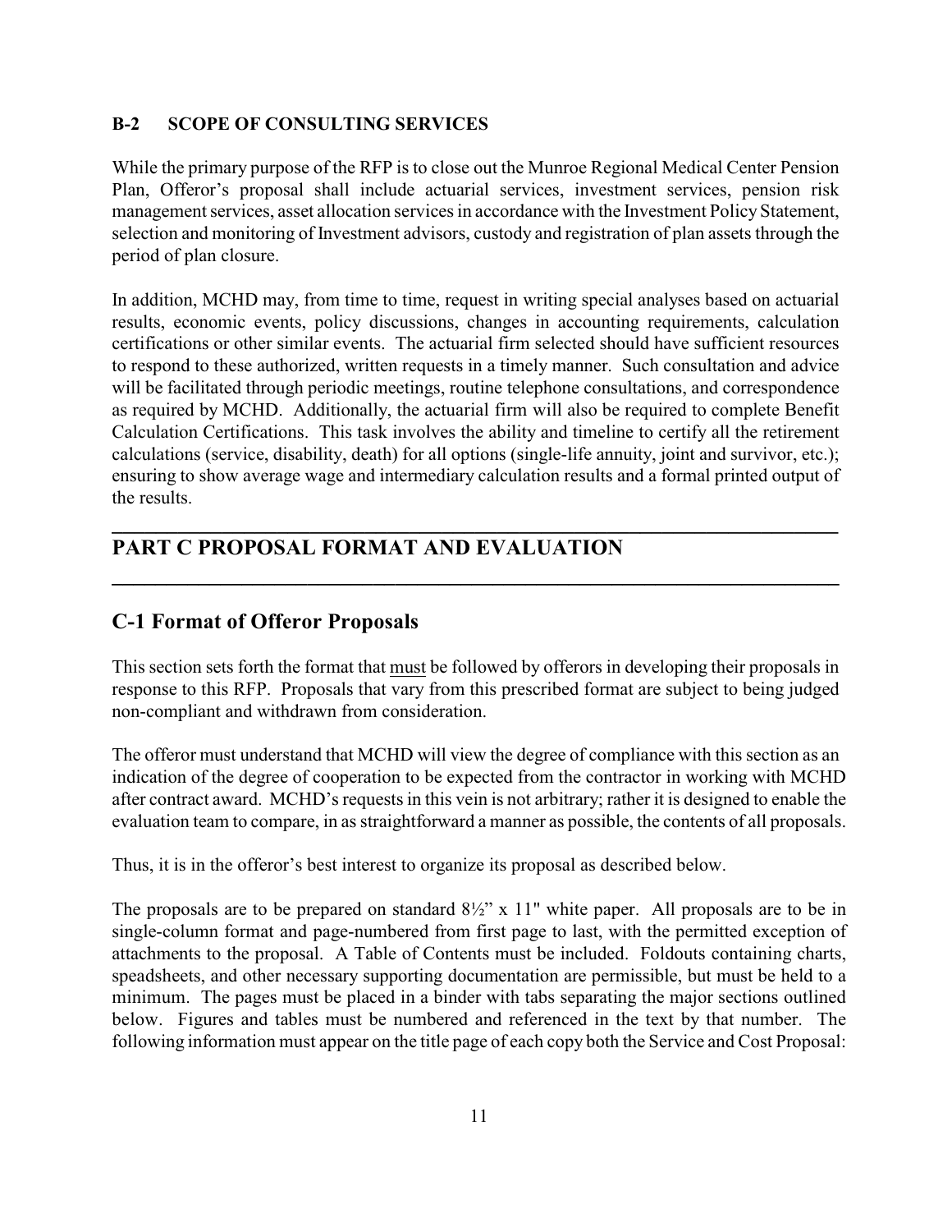### B-2 SCOPE OF CONSULTING SERVICES

While the primary purpose of the RFP is to close out the Munroe Regional Medical Center Pension Plan, Offeror's proposal shall include actuarial services, investment services, pension risk management services, asset allocation services in accordance with the Investment Policy Statement, selection and monitoring of Investment advisors, custody and registration of plan assets through the period of plan closure.

In addition, MCHD may, from time to time, request in writing special analyses based on actuarial results, economic events, policy discussions, changes in accounting requirements, calculation certifications or other similar events. The actuarial firm selected should have sufficient resources to respond to these authorized, written requests in a timely manner. Such consultation and advice will be facilitated through periodic meetings, routine telephone consultations, and correspondence as required by MCHD. Additionally, the actuarial firm will also be required to complete Benefit Calculation Certifications. This task involves the ability and timeline to certify all the retirement calculations (service, disability, death) for all options (single-life annuity, joint and survivor, etc.); ensuring to show average wage and intermediary calculation results and a formal printed output of the results.

---

# PART C PROPOSAL FORMAT AND EVALUATION

---

## C-1 Format of Offeror Proposals

This section sets forth the format that must be followed by offerors in developing their proposals in response to this RFP. Proposals that vary from this prescribed format are subject to being judged non-compliant and withdrawn from consideration.

The offeror must understand that MCHD will view the degree of compliance with this section as an indication of the degree of cooperation to be expected from the contractor in working with MCHD after contract award. MCHD's requests in this vein is not arbitrary; rather it is designed to enable the evaluation team to compare, in as straightforward a manner as possible, the contents of all proposals.

Thus, it is in the offeror's best interest to organize its proposal as described below.

The proposals are to be prepared on standard 8½" x 11" white paper. All proposals are to be in single-column format and page-numbered from first page to last, with the permitted exception of attachments to the proposal. A Table of Contents must be included. Foldouts containing charts, speadsheets, and other necessary supporting documentation are permissible, but must be held to a minimum. The pages must be placed in a binder with tabs separating the major sections outlined below. Figures and tables must be numbered and referenced in the text by that number. The following information must appear on the title page of each copy both the Service and Cost Proposal: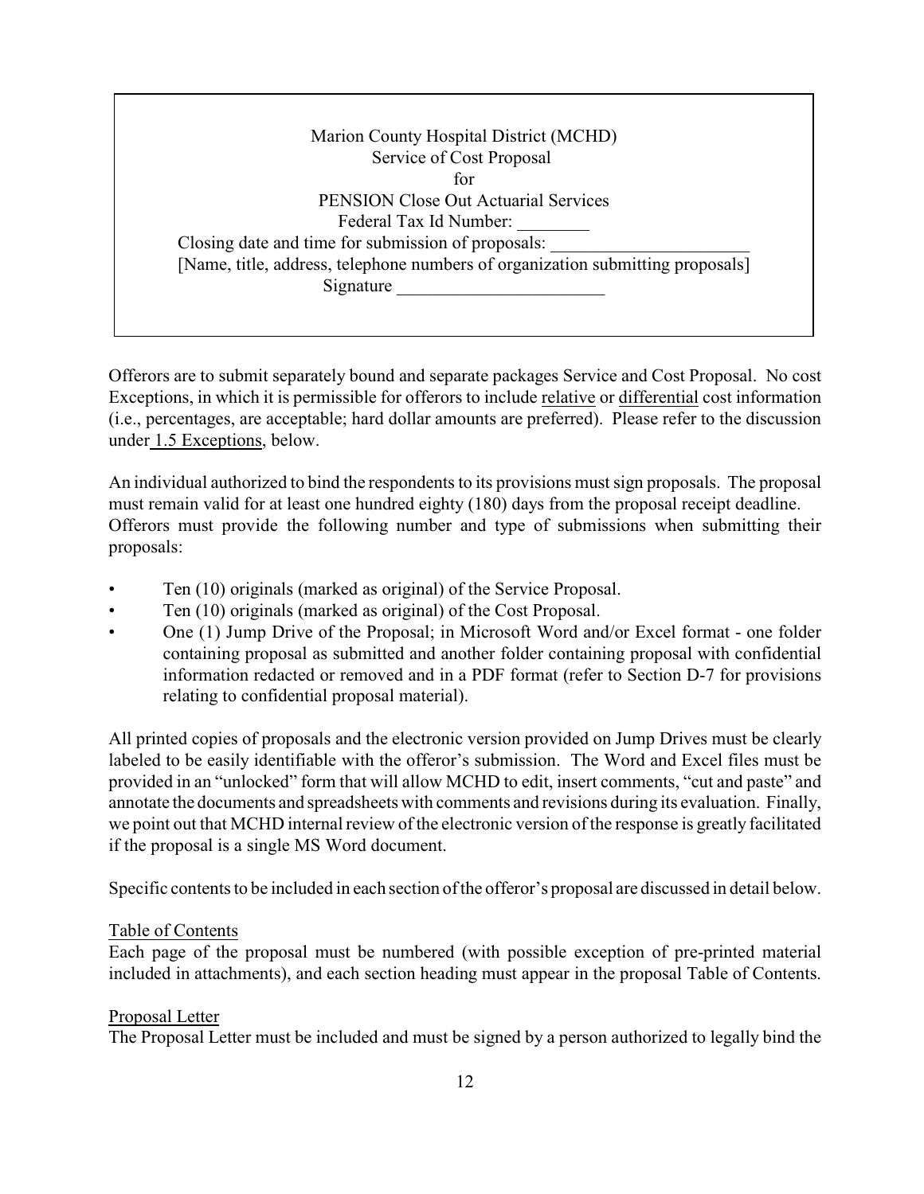Marion County Hospital District (MCHD)
Service of Cost Proposal
for
PENSION Close Out Actuarial Services
Federal Tax Id Number: ________
Closing date and time for submission of proposals: ______________________
[Name, title, address, telephone numbers of organization submitting proposals]
Signature _______________________

Offerors are to submit separately bound and separate packages Service and Cost Proposal. No cost Exceptions, in which it is permissible for offerors to include <u>relative</u> or <u>differential</u> cost information (i.e., percentages, are acceptable; hard dollar amounts are preferred). Please refer to the discussion under <u>1.5 Exceptions</u>, below.

An individual authorized to bind the respondents to its provisions must sign proposals. The proposal must remain valid for at least one hundred eighty (180) days from the proposal receipt deadline. Offerors must provide the following number and type of submissions when submitting their proposals:

- Ten (10) originals (marked as original) of the Service Proposal.
- Ten (10) originals (marked as original) of the Cost Proposal.
- One (1) Jump Drive of the Proposal; in Microsoft Word and/or Excel format - one folder containing proposal as submitted and another folder containing proposal with confidential information redacted or removed and in a PDF format (refer to Section D-7 for provisions relating to confidential proposal material).

All printed copies of proposals and the electronic version provided on Jump Drives must be clearly labeled to be easily identifiable with the offeror's submission. The Word and Excel files must be provided in an "unlocked" form that will allow MCHD to edit, insert comments, "cut and paste" and annotate the documents and spreadsheets with comments and revisions during its evaluation. Finally, we point out that MCHD internal review of the electronic version of the response is greatly facilitated if the proposal is a single MS Word document.

Specific contents to be included in each section of the offeror's proposal are discussed in detail below.

<u>Table of Contents</u>
Each page of the proposal must be numbered (with possible exception of pre-printed material included in attachments), and each section heading must appear in the proposal Table of Contents.

<u>Proposal Letter</u>
The Proposal Letter must be included and must be signed by a person authorized to legally bind the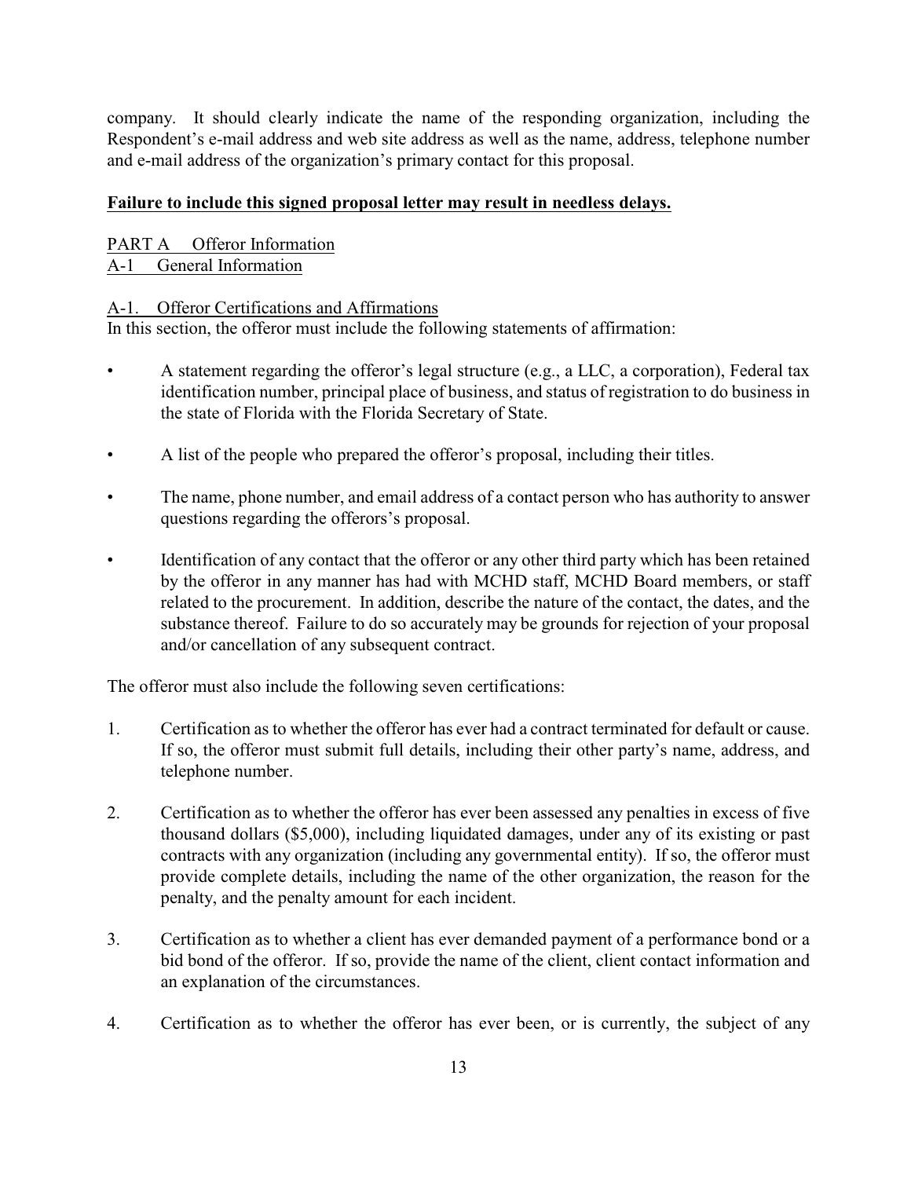company. It should clearly indicate the name of the responding organization, including the Respondent's e-mail address and web site address as well as the name, address, telephone number and e-mail address of the organization's primary contact for this proposal.

**Failure to include this signed proposal letter may result in needless delays.**

PART A Offeror Information
A-1 General Information

A-1. Offeror Certifications and Affirmations
In this section, the offeror must include the following statements of affirmation:

- A statement regarding the offeror's legal structure (e.g., a LLC, a corporation), Federal tax identification number, principal place of business, and status of registration to do business in the state of Florida with the Florida Secretary of State.
- A list of the people who prepared the offeror's proposal, including their titles.
- The name, phone number, and email address of a contact person who has authority to answer questions regarding the offerors's proposal.
- Identification of any contact that the offeror or any other third party which has been retained by the offeror in any manner has had with MCHD staff, MCHD Board members, or staff related to the procurement. In addition, describe the nature of the contact, the dates, and the substance thereof. Failure to do so accurately may be grounds for rejection of your proposal and/or cancellation of any subsequent contract.

The offeror must also include the following seven certifications:

1. Certification as to whether the offeror has ever had a contract terminated for default or cause. If so, the offeror must submit full details, including their other party's name, address, and telephone number.
2. Certification as to whether the offeror has ever been assessed any penalties in excess of five thousand dollars ($5,000), including liquidated damages, under any of its existing or past contracts with any organization (including any governmental entity). If so, the offeror must provide complete details, including the name of the other organization, the reason for the penalty, and the penalty amount for each incident.
3. Certification as to whether a client has ever demanded payment of a performance bond or a bid bond of the offeror. If so, provide the name of the client, client contact information and an explanation of the circumstances.
4. Certification as to whether the offeror has ever been, or is currently, the subject of any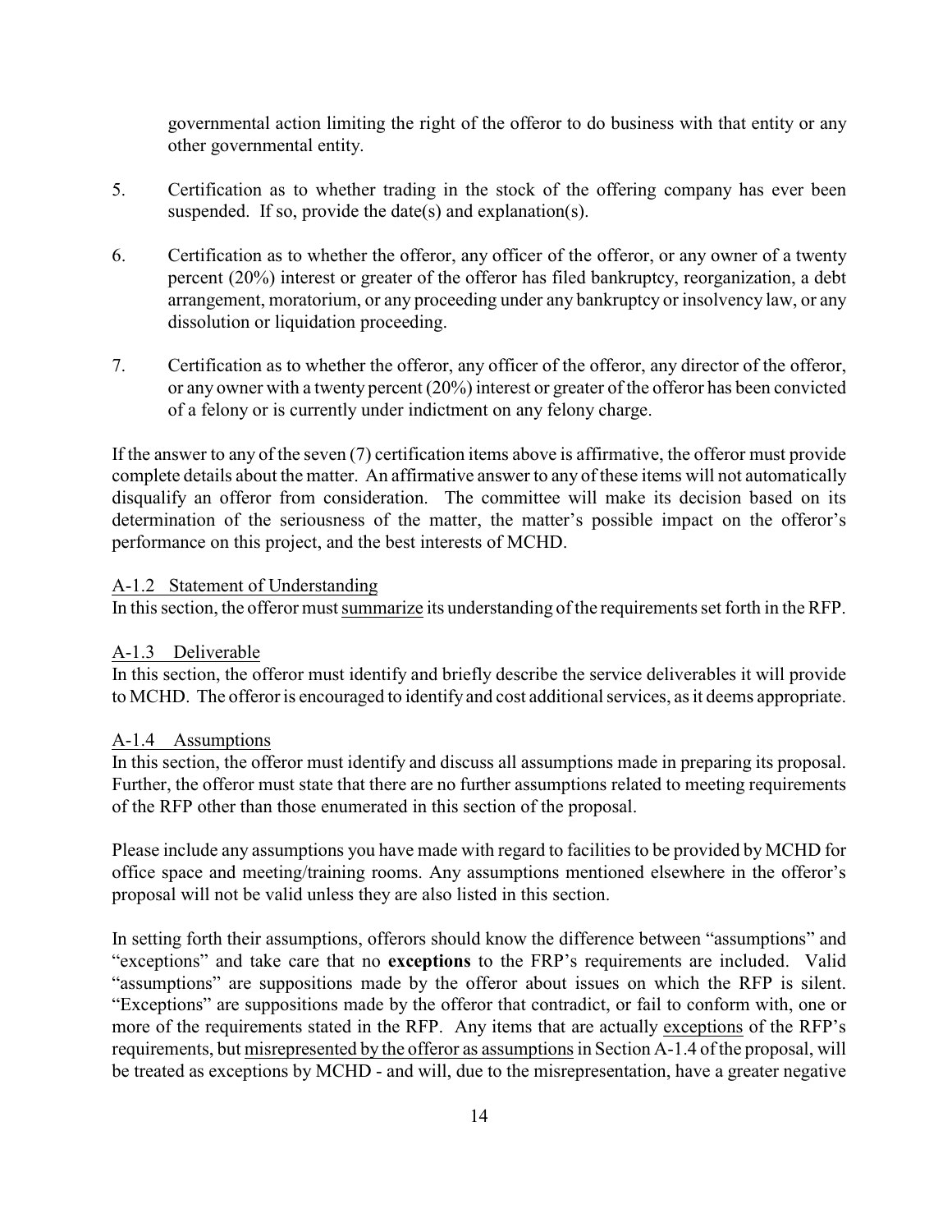governmental action limiting the right of the offeror to do business with that entity or any other governmental entity.

5. Certification as to whether trading in the stock of the offering company has ever been suspended. If so, provide the date(s) and explanation(s).

6. Certification as to whether the offeror, any officer of the offeror, or any owner of a twenty percent (20%) interest or greater of the offeror has filed bankruptcy, reorganization, a debt arrangement, moratorium, or any proceeding under any bankruptcy or insolvency law, or any dissolution or liquidation proceeding.

7. Certification as to whether the offeror, any officer of the offeror, any director of the offeror, or any owner with a twenty percent (20%) interest or greater of the offeror has been convicted of a felony or is currently under indictment on any felony charge.

If the answer to any of the seven (7) certification items above is affirmative, the offeror must provide complete details about the matter. An affirmative answer to any of these items will not automatically disqualify an offeror from consideration. The committee will make its decision based on its determination of the seriousness of the matter, the matter's possible impact on the offeror's performance on this project, and the best interests of MCHD.

A-1.2 Statement of Understanding

In this section, the offeror must summarize its understanding of the requirements set forth in the RFP.

A-1.3 Deliverable

In this section, the offeror must identify and briefly describe the service deliverables it will provide to MCHD. The offeror is encouraged to identify and cost additional services, as it deems appropriate.

A-1.4 Assumptions

In this section, the offeror must identify and discuss all assumptions made in preparing its proposal. Further, the offeror must state that there are no further assumptions related to meeting requirements of the RFP other than those enumerated in this section of the proposal.

Please include any assumptions you have made with regard to facilities to be provided by MCHD for office space and meeting/training rooms. Any assumptions mentioned elsewhere in the offeror's proposal will not be valid unless they are also listed in this section.

In setting forth their assumptions, offerors should know the difference between "assumptions" and "exceptions" and take care that no **exceptions** to the FRP's requirements are included. Valid "assumptions" are suppositions made by the offeror about issues on which the RFP is silent. "Exceptions" are suppositions made by the offeror that contradict, or fail to conform with, one or more of the requirements stated in the RFP. Any items that are actually exceptions of the RFP's requirements, but misrepresented by the offeror as assumptions in Section A-1.4 of the proposal, will be treated as exceptions by MCHD - and will, due to the misrepresentation, have a greater negative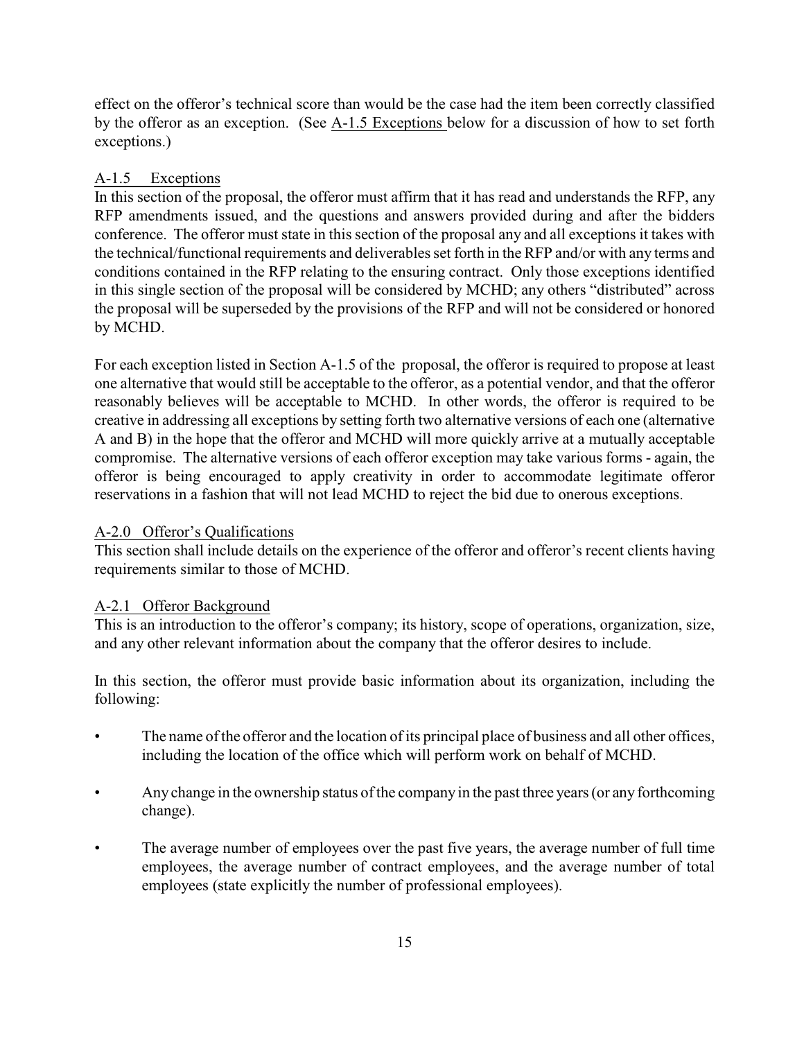effect on the offeror's technical score than would be the case had the item been correctly classified by the offeror as an exception. (See <u>A-1.5 Exceptions</u> below for a discussion of how to set forth exceptions.)

<u>A-1.5 Exceptions</u>

In this section of the proposal, the offeror must affirm that it has read and understands the RFP, any RFP amendments issued, and the questions and answers provided during and after the bidders conference. The offeror must state in this section of the proposal any and all exceptions it takes with the technical/functional requirements and deliverables set forth in the RFP and/or with any terms and conditions contained in the RFP relating to the ensuring contract. Only those exceptions identified in this single section of the proposal will be considered by MCHD; any others "distributed" across the proposal will be superseded by the provisions of the RFP and will not be considered or honored by MCHD.

For each exception listed in Section A-1.5 of the proposal, the offeror is required to propose at least one alternative that would still be acceptable to the offeror, as a potential vendor, and that the offeror reasonably believes will be acceptable to MCHD. In other words, the offeror is required to be creative in addressing all exceptions by setting forth two alternative versions of each one (alternative A and B) in the hope that the offeror and MCHD will more quickly arrive at a mutually acceptable compromise. The alternative versions of each offeror exception may take various forms - again, the offeror is being encouraged to apply creativity in order to accommodate legitimate offeror reservations in a fashion that will not lead MCHD to reject the bid due to onerous exceptions.

<u>A-2.0 Offeror's Qualifications</u>

This section shall include details on the experience of the offeror and offeror's recent clients having requirements similar to those of MCHD.

<u>A-2.1 Offeror Background</u>

This is an introduction to the offeror's company; its history, scope of operations, organization, size, and any other relevant information about the company that the offeror desires to include.

In this section, the offeror must provide basic information about its organization, including the following:

- The name of the offeror and the location of its principal place of business and all other offices, including the location of the office which will perform work on behalf of MCHD.
- Any change in the ownership status of the company in the past three years (or any forthcoming change).
- The average number of employees over the past five years, the average number of full time employees, the average number of contract employees, and the average number of total employees (state explicitly the number of professional employees).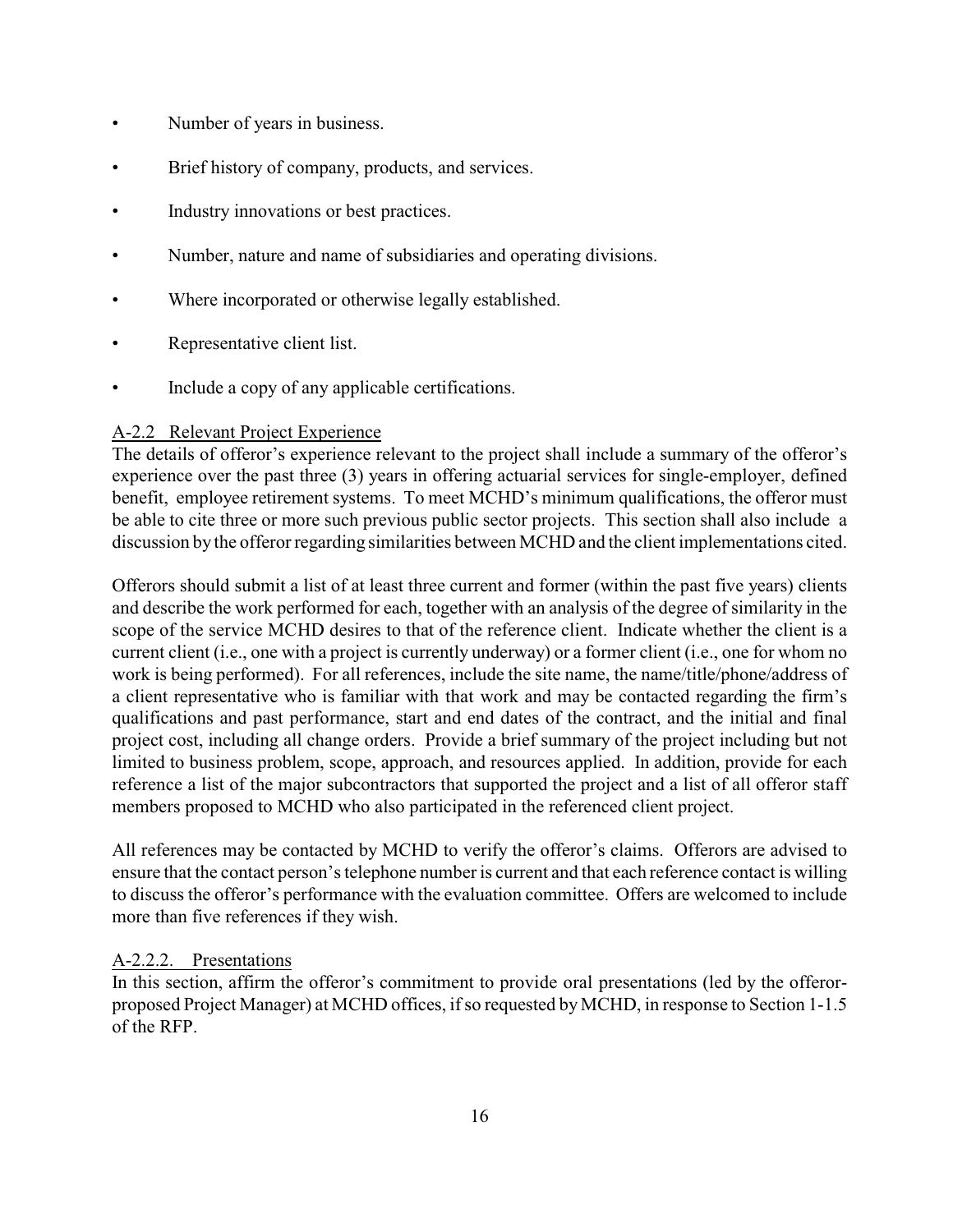- Number of years in business.
- Brief history of company, products, and services.
- Industry innovations or best practices.
- Number, nature and name of subsidiaries and operating divisions.
- Where incorporated or otherwise legally established.
- Representative client list.
- Include a copy of any applicable certifications.

## A-2.2 Relevant Project Experience

The details of offeror's experience relevant to the project shall include a summary of the offeror's experience over the past three (3) years in offering actuarial services for single-employer, defined benefit, employee retirement systems. To meet MCHD's minimum qualifications, the offeror must be able to cite three or more such previous public sector projects. This section shall also include a discussion by the offeror regarding similarities between MCHD and the client implementations cited.

Offerors should submit a list of at least three current and former (within the past five years) clients and describe the work performed for each, together with an analysis of the degree of similarity in the scope of the service MCHD desires to that of the reference client. Indicate whether the client is a current client (i.e., one with a project is currently underway) or a former client (i.e., one for whom no work is being performed). For all references, include the site name, the name/title/phone/address of a client representative who is familiar with that work and may be contacted regarding the firm's qualifications and past performance, start and end dates of the contract, and the initial and final project cost, including all change orders. Provide a brief summary of the project including but not limited to business problem, scope, approach, and resources applied. In addition, provide for each reference a list of the major subcontractors that supported the project and a list of all offeror staff members proposed to MCHD who also participated in the referenced client project.

All references may be contacted by MCHD to verify the offeror's claims. Offerors are advised to ensure that the contact person's telephone number is current and that each reference contact is willing to discuss the offeror's performance with the evaluation committee. Offers are welcomed to include more than five references if they wish.

### A-2.2.2. Presentations

In this section, affirm the offeror's commitment to provide oral presentations (led by the offeror-proposed Project Manager) at MCHD offices, if so requested by MCHD, in response to Section 1-1.5 of the RFP.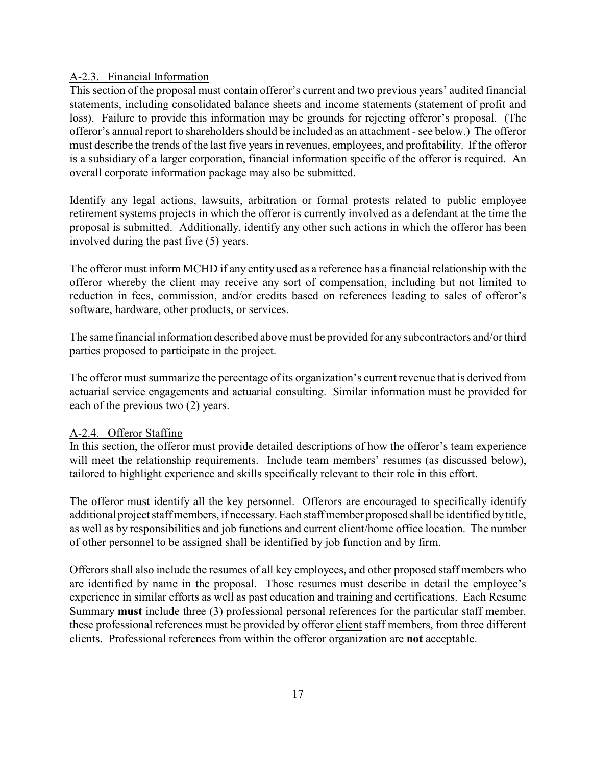### A-2.3. Financial Information

This section of the proposal must contain offeror's current and two previous years' audited financial statements, including consolidated balance sheets and income statements (statement of profit and loss). Failure to provide this information may be grounds for rejecting offeror's proposal. (The offeror's annual report to shareholders should be included as an attachment - see below.) The offeror must describe the trends of the last five years in revenues, employees, and profitability. If the offeror is a subsidiary of a larger corporation, financial information specific of the offeror is required. An overall corporate information package may also be submitted.

Identify any legal actions, lawsuits, arbitration or formal protests related to public employee retirement systems projects in which the offeror is currently involved as a defendant at the time the proposal is submitted. Additionally, identify any other such actions in which the offeror has been involved during the past five (5) years.

The offeror must inform MCHD if any entity used as a reference has a financial relationship with the offeror whereby the client may receive any sort of compensation, including but not limited to reduction in fees, commission, and/or credits based on references leading to sales of offeror's software, hardware, other products, or services.

The same financial information described above must be provided for any subcontractors and/or third parties proposed to participate in the project.

The offeror must summarize the percentage of its organization's current revenue that is derived from actuarial service engagements and actuarial consulting. Similar information must be provided for each of the previous two (2) years.

### A-2.4. Offeror Staffing

In this section, the offeror must provide detailed descriptions of how the offeror's team experience will meet the relationship requirements. Include team members' resumes (as discussed below), tailored to highlight experience and skills specifically relevant to their role in this effort.

The offeror must identify all the key personnel. Offerors are encouraged to specifically identify additional project staff members, if necessary. Each staff member proposed shall be identified by title, as well as by responsibilities and job functions and current client/home office location. The number of other personnel to be assigned shall be identified by job function and by firm.

Offerors shall also include the resumes of all key employees, and other proposed staff members who are identified by name in the proposal. Those resumes must describe in detail the employee's experience in similar efforts as well as past education and training and certifications. Each Resume Summary **must** include three (3) professional personal references for the particular staff member. these professional references must be provided by offeror client staff members, from three different clients. Professional references from within the offeror organization are **not** acceptable.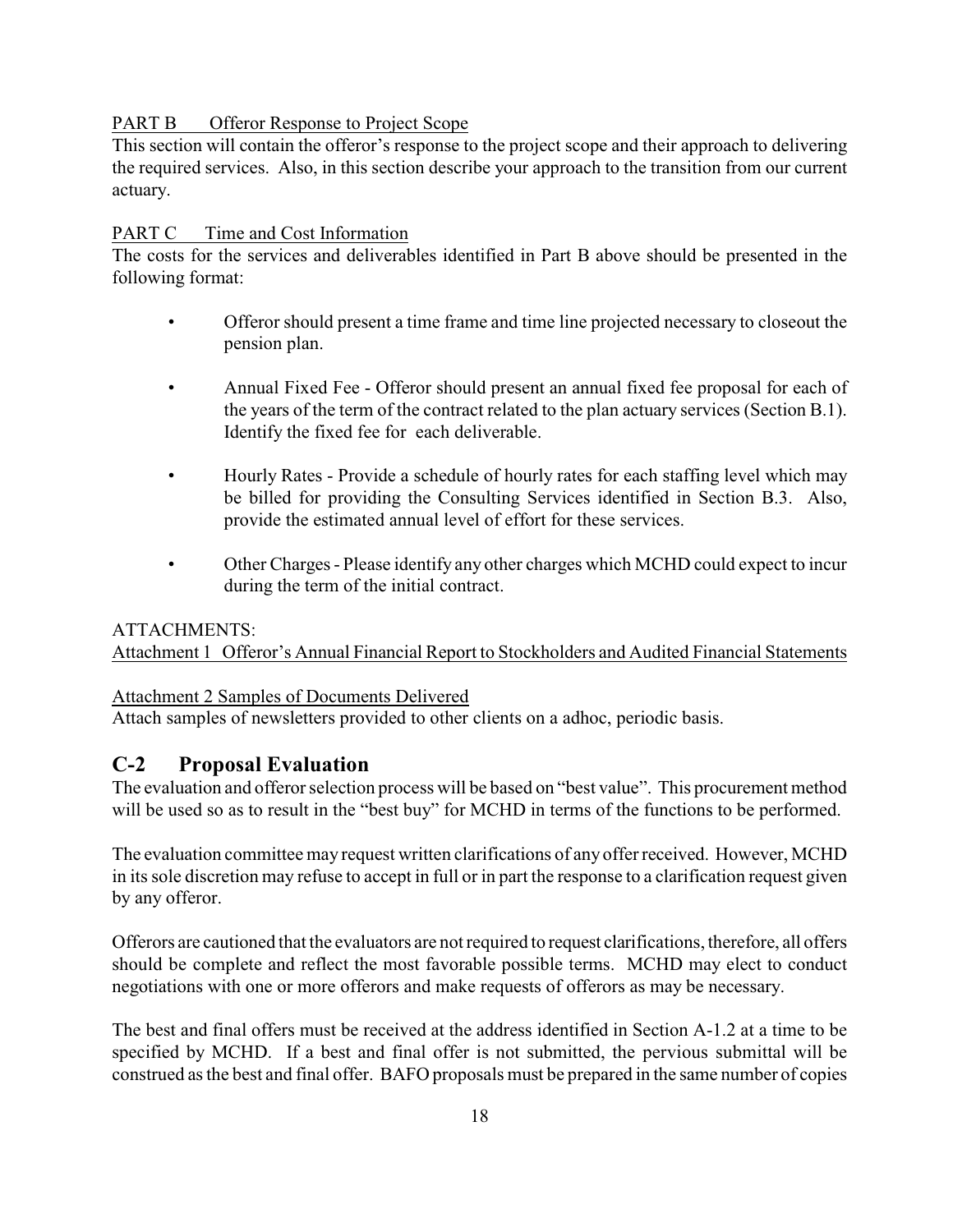PART B Offeror Response to Project Scope

This section will contain the offeror's response to the project scope and their approach to delivering the required services. Also, in this section describe your approach to the transition from our current actuary.

PART C Time and Cost Information

The costs for the services and deliverables identified in Part B above should be presented in the following format:

- Offeror should present a time frame and time line projected necessary to closeout the pension plan.
- Annual Fixed Fee - Offeror should present an annual fixed fee proposal for each of the years of the term of the contract related to the plan actuary services (Section B.1). Identify the fixed fee for each deliverable.
- Hourly Rates - Provide a schedule of hourly rates for each staffing level which may be billed for providing the Consulting Services identified in Section B.3. Also, provide the estimated annual level of effort for these services.
- Other Charges - Please identify any other charges which MCHD could expect to incur during the term of the initial contract.

ATTACHMENTS:

Attachment 1 Offeror's Annual Financial Report to Stockholders and Audited Financial Statements

Attachment 2 Samples of Documents Delivered

Attach samples of newsletters provided to other clients on a adhoc, periodic basis.

## C-2 Proposal Evaluation

The evaluation and offeror selection process will be based on "best value". This procurement method will be used so as to result in the "best buy" for MCHD in terms of the functions to be performed.

The evaluation committee may request written clarifications of any offer received. However, MCHD in its sole discretion may refuse to accept in full or in part the response to a clarification request given by any offeror.

Offerors are cautioned that the evaluators are not required to request clarifications, therefore, all offers should be complete and reflect the most favorable possible terms. MCHD may elect to conduct negotiations with one or more offerors and make requests of offerors as may be necessary.

The best and final offers must be received at the address identified in Section A-1.2 at a time to be specified by MCHD. If a best and final offer is not submitted, the pervious submittal will be construed as the best and final offer. BAFO proposals must be prepared in the same number of copies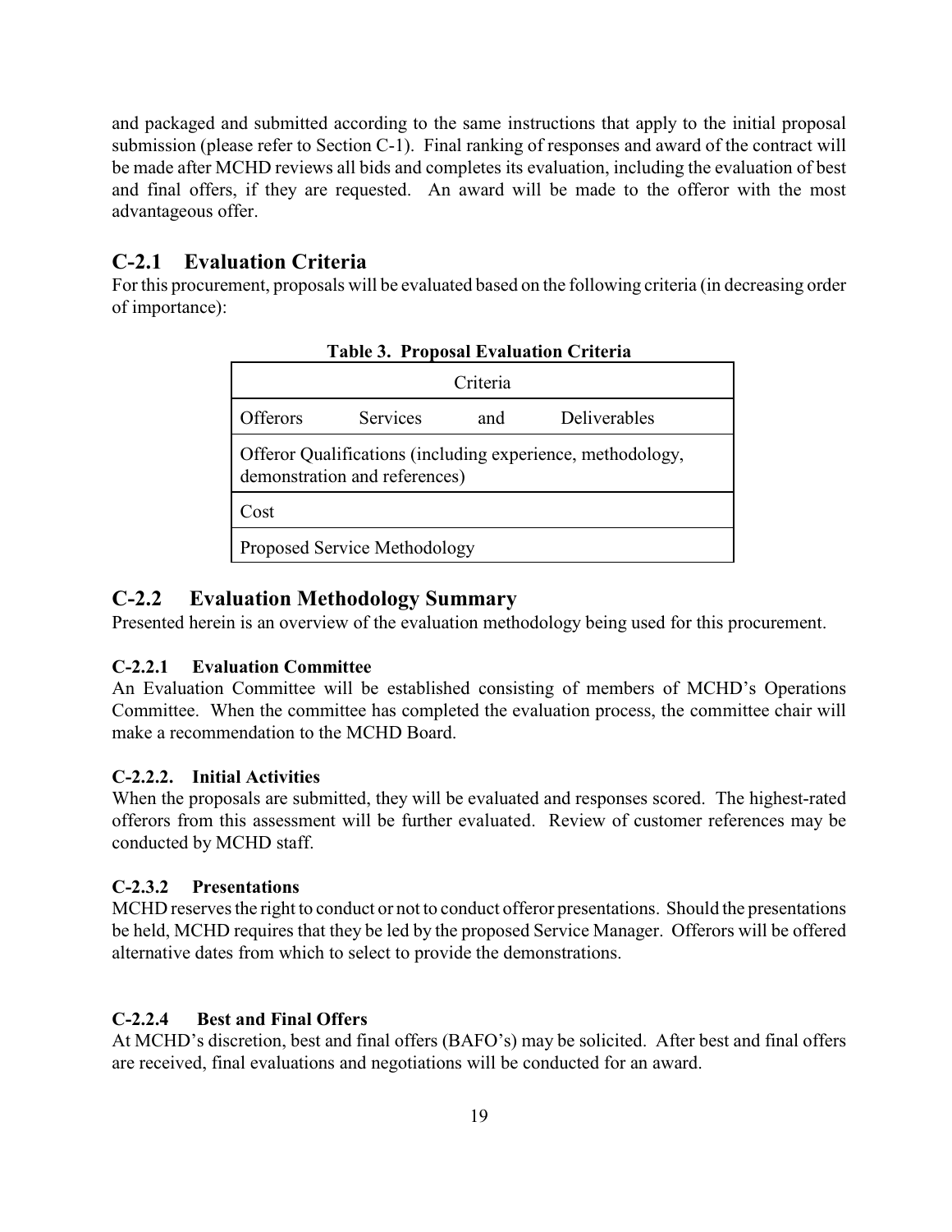and packaged and submitted according to the same instructions that apply to the initial proposal submission (please refer to Section C-1). Final ranking of responses and award of the contract will be made after MCHD reviews all bids and completes its evaluation, including the evaluation of best and final offers, if they are requested. An award will be made to the offeror with the most advantageous offer.

## C-2.1 Evaluation Criteria

For this procurement, proposals will be evaluated based on the following criteria (in decreasing order of importance):

**Table 3. Proposal Evaluation Criteria**

| Criteria |
| --- |
| Offerors Services and Deliverables |
| Offeror Qualifications (including experience, methodology, demonstration and references) |
| Cost |
| Proposed Service Methodology |

## C-2.2 Evaluation Methodology Summary

Presented herein is an overview of the evaluation methodology being used for this procurement.

### C-2.2.1 Evaluation Committee

An Evaluation Committee will be established consisting of members of MCHD's Operations Committee. When the committee has completed the evaluation process, the committee chair will make a recommendation to the MCHD Board.

### C-2.2.2. Initial Activities

When the proposals are submitted, they will be evaluated and responses scored. The highest-rated offerors from this assessment will be further evaluated. Review of customer references may be conducted by MCHD staff.

### C-2.3.2 Presentations

MCHD reserves the right to conduct or not to conduct offeror presentations. Should the presentations be held, MCHD requires that they be led by the proposed Service Manager. Offerors will be offered alternative dates from which to select to provide the demonstrations.

### C-2.2.4 Best and Final Offers

At MCHD's discretion, best and final offers (BAFO's) may be solicited. After best and final offers are received, final evaluations and negotiations will be conducted for an award.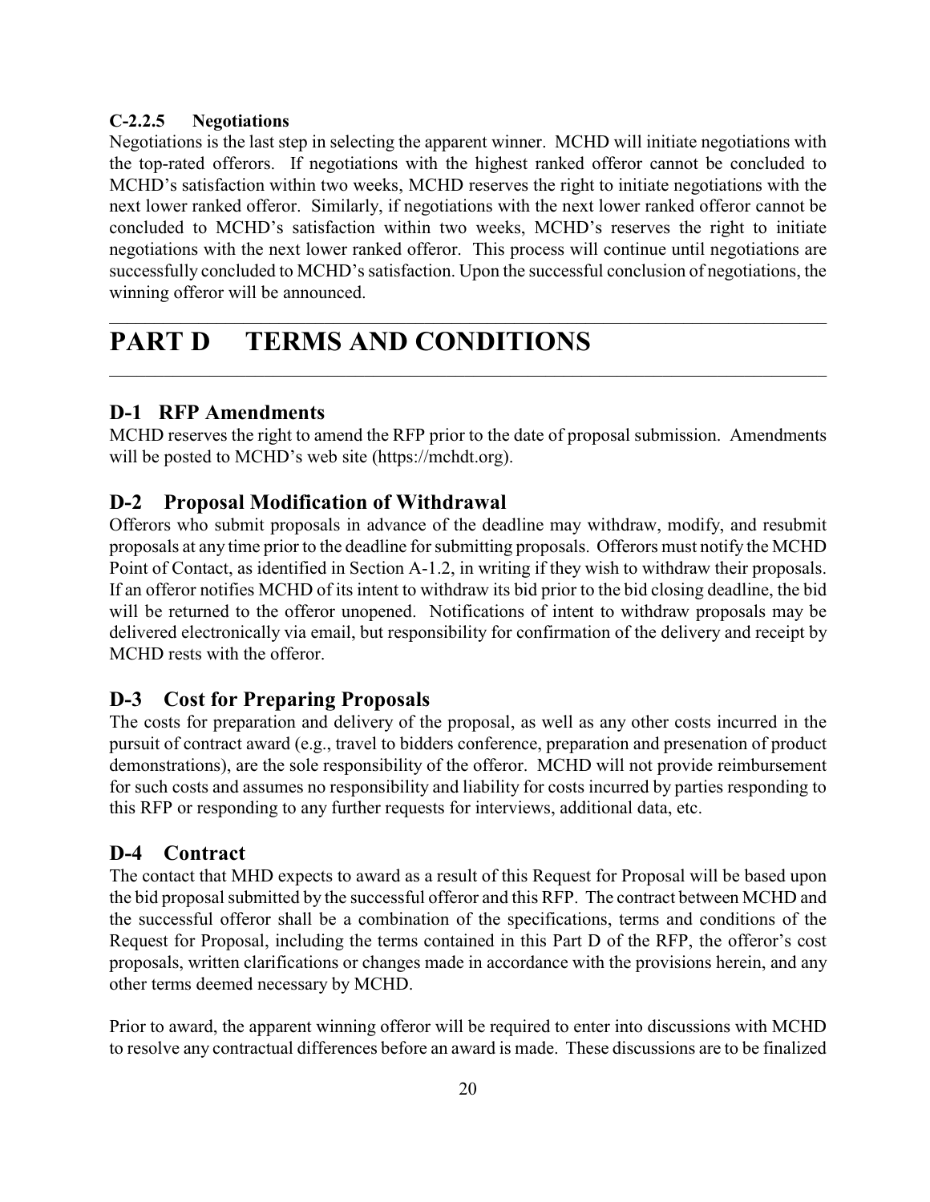#### C-2.2.5 Negotiations

Negotiations is the last step in selecting the apparent winner. MCHD will initiate negotiations with the top-rated offerors. If negotiations with the highest ranked offeror cannot be concluded to MCHD's satisfaction within two weeks, MCHD reserves the right to initiate negotiations with the next lower ranked offeror. Similarly, if negotiations with the next lower ranked offeror cannot be concluded to MCHD's satisfaction within two weeks, MCHD's reserves the right to initiate negotiations with the next lower ranked offeror. This process will continue until negotiations are successfully concluded to MCHD's satisfaction. Upon the successful conclusion of negotiations, the winning offeror will be announced.

# PART D TERMS AND CONDITIONS

## D-1 RFP Amendments

MCHD reserves the right to amend the RFP prior to the date of proposal submission. Amendments will be posted to MCHD's web site (https://mchdt.org).

## D-2 Proposal Modification of Withdrawal

Offerors who submit proposals in advance of the deadline may withdraw, modify, and resubmit proposals at any time prior to the deadline for submitting proposals. Offerors must notify the MCHD Point of Contact, as identified in Section A-1.2, in writing if they wish to withdraw their proposals. If an offeror notifies MCHD of its intent to withdraw its bid prior to the bid closing deadline, the bid will be returned to the offeror unopened. Notifications of intent to withdraw proposals may be delivered electronically via email, but responsibility for confirmation of the delivery and receipt by MCHD rests with the offeror.

## D-3 Cost for Preparing Proposals

The costs for preparation and delivery of the proposal, as well as any other costs incurred in the pursuit of contract award (e.g., travel to bidders conference, preparation and presenation of product demonstrations), are the sole responsibility of the offeror. MCHD will not provide reimbursement for such costs and assumes no responsibility and liability for costs incurred by parties responding to this RFP or responding to any further requests for interviews, additional data, etc.

## D-4 Contract

The contact that MHD expects to award as a result of this Request for Proposal will be based upon the bid proposal submitted by the successful offeror and this RFP. The contract between MCHD and the successful offeror shall be a combination of the specifications, terms and conditions of the Request for Proposal, including the terms contained in this Part D of the RFP, the offeror's cost proposals, written clarifications or changes made in accordance with the provisions herein, and any other terms deemed necessary by MCHD.

Prior to award, the apparent winning offeror will be required to enter into discussions with MCHD to resolve any contractual differences before an award is made. These discussions are to be finalized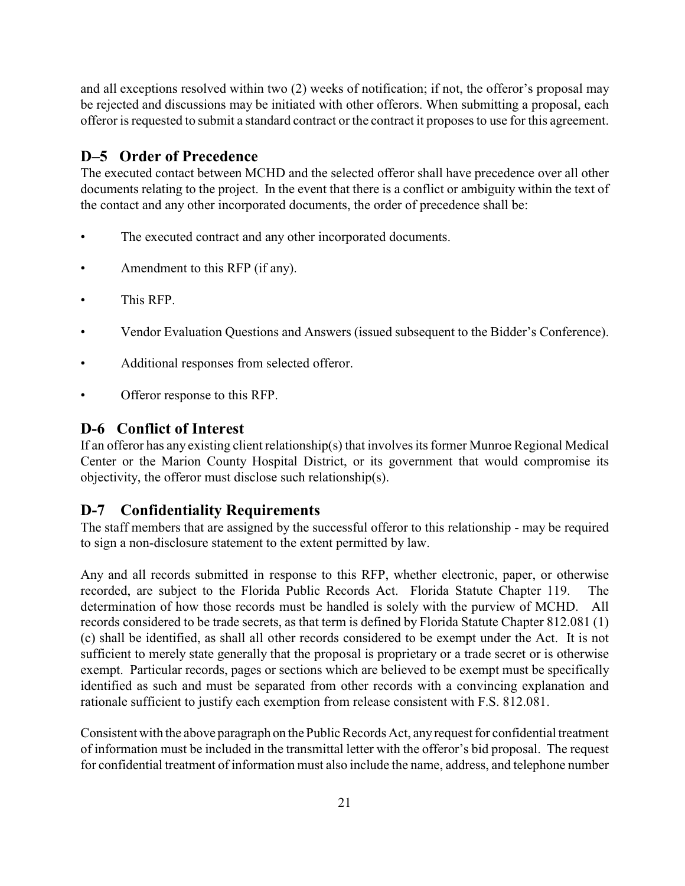and all exceptions resolved within two (2) weeks of notification; if not, the offeror's proposal may be rejected and discussions may be initiated with other offerors. When submitting a proposal, each offeror is requested to submit a standard contract or the contract it proposes to use for this agreement.

## D–5 Order of Precedence

The executed contact between MCHD and the selected offeror shall have precedence over all other documents relating to the project. In the event that there is a conflict or ambiguity within the text of the contact and any other incorporated documents, the order of precedence shall be:

- The executed contract and any other incorporated documents.
- Amendment to this RFP (if any).
- This RFP.
- Vendor Evaluation Questions and Answers (issued subsequent to the Bidder's Conference).
- Additional responses from selected offeror.
- Offeror response to this RFP.

## D-6 Conflict of Interest

If an offeror has any existing client relationship(s) that involves its former Munroe Regional Medical Center or the Marion County Hospital District, or its government that would compromise its objectivity, the offeror must disclose such relationship(s).

## D-7 Confidentiality Requirements

The staff members that are assigned by the successful offeror to this relationship - may be required to sign a non-disclosure statement to the extent permitted by law.

Any and all records submitted in response to this RFP, whether electronic, paper, or otherwise recorded, are subject to the Florida Public Records Act. Florida Statute Chapter 119. The determination of how those records must be handled is solely with the purview of MCHD. All records considered to be trade secrets, as that term is defined by Florida Statute Chapter 812.081 (1) (c) shall be identified, as shall all other records considered to be exempt under the Act. It is not sufficient to merely state generally that the proposal is proprietary or a trade secret or is otherwise exempt. Particular records, pages or sections which are believed to be exempt must be specifically identified as such and must be separated from other records with a convincing explanation and rationale sufficient to justify each exemption from release consistent with F.S. 812.081.

Consistent with the above paragraph on the Public Records Act, any request for confidential treatment of information must be included in the transmittal letter with the offeror's bid proposal. The request for confidential treatment of information must also include the name, address, and telephone number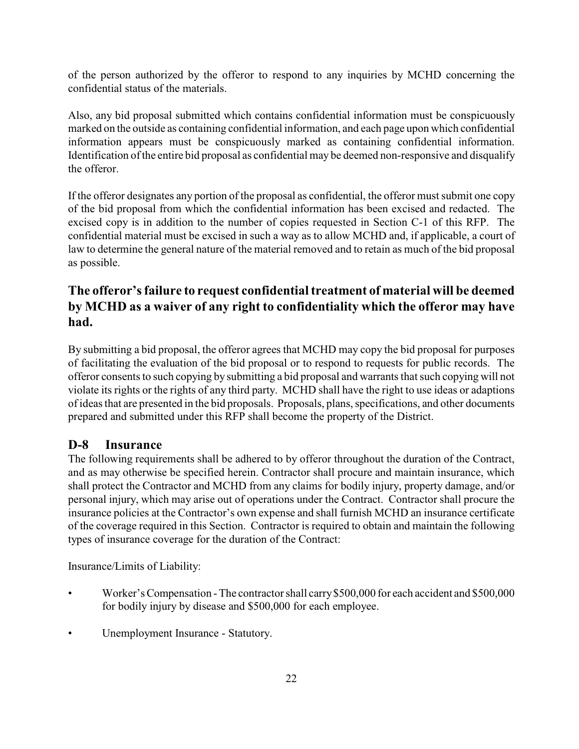of the person authorized by the offeror to respond to any inquiries by MCHD concerning the confidential status of the materials.

Also, any bid proposal submitted which contains confidential information must be conspicuously marked on the outside as containing confidential information, and each page upon which confidential information appears must be conspicuously marked as containing confidential information. Identification of the entire bid proposal as confidential may be deemed non-responsive and disqualify the offeror.

If the offeror designates any portion of the proposal as confidential, the offeror must submit one copy of the bid proposal from which the confidential information has been excised and redacted. The excised copy is in addition to the number of copies requested in Section C-1 of this RFP. The confidential material must be excised in such a way as to allow MCHD and, if applicable, a court of law to determine the general nature of the material removed and to retain as much of the bid proposal as possible.

**The offeror's failure to request confidential treatment of material will be deemed by MCHD as a waiver of any right to confidentiality which the offeror may have had.**

By submitting a bid proposal, the offeror agrees that MCHD may copy the bid proposal for purposes of facilitating the evaluation of the bid proposal or to respond to requests for public records. The offeror consents to such copying by submitting a bid proposal and warrants that such copying will not violate its rights or the rights of any third party. MCHD shall have the right to use ideas or adaptions of ideas that are presented in the bid proposals. Proposals, plans, specifications, and other documents prepared and submitted under this RFP shall become the property of the District.

## D-8 Insurance

The following requirements shall be adhered to by offeror throughout the duration of the Contract, and as may otherwise be specified herein. Contractor shall procure and maintain insurance, which shall protect the Contractor and MCHD from any claims for bodily injury, property damage, and/or personal injury, which may arise out of operations under the Contract. Contractor shall procure the insurance policies at the Contractor's own expense and shall furnish MCHD an insurance certificate of the coverage required in this Section. Contractor is required to obtain and maintain the following types of insurance coverage for the duration of the Contract:

Insurance/Limits of Liability:

- Worker's Compensation - The contractor shall carry $500,000 for each accident and $500,000 for bodily injury by disease and $500,000 for each employee.
- Unemployment Insurance - Statutory.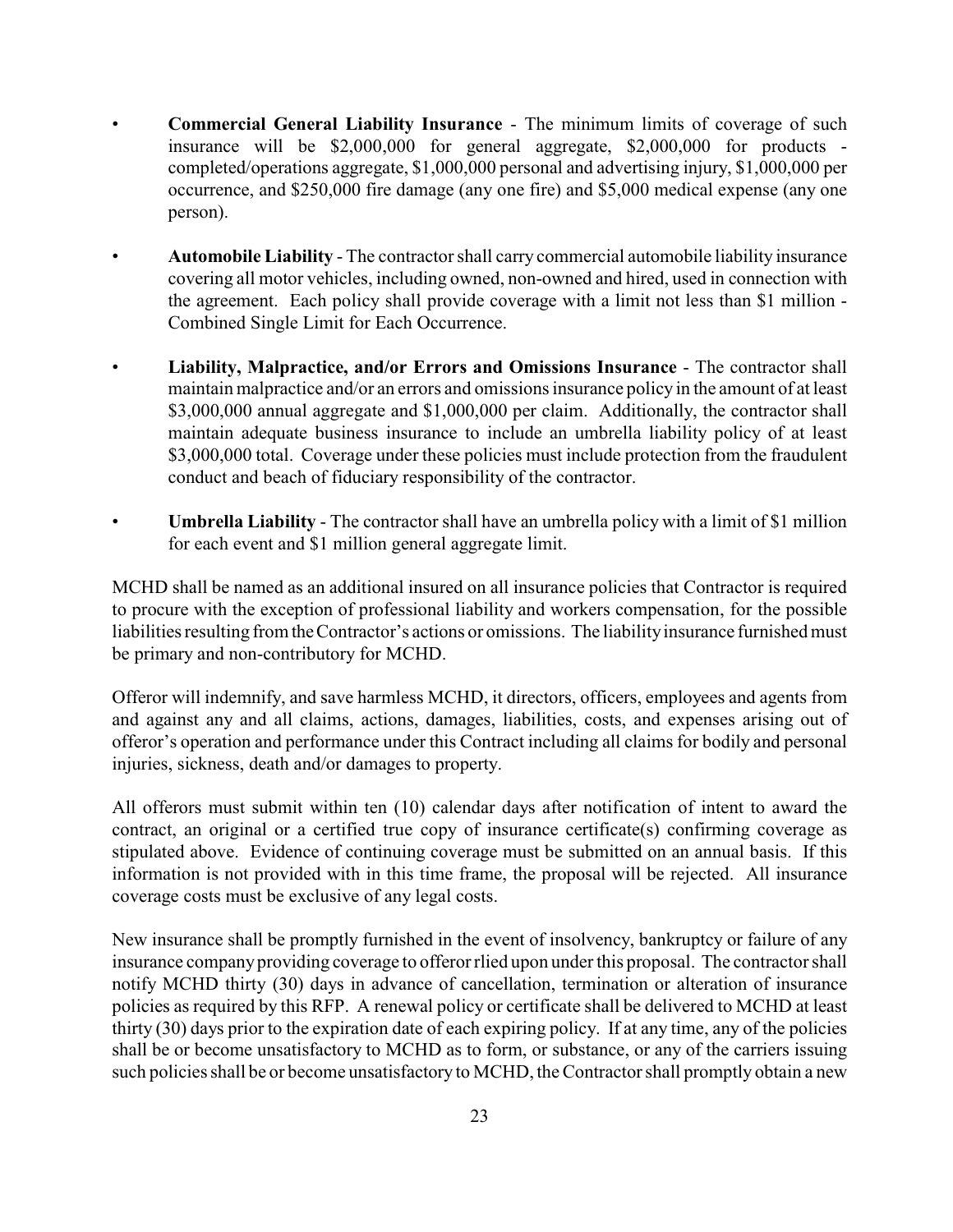- **Commercial General Liability Insurance** - The minimum limits of coverage of such insurance will be $2,000,000 for general aggregate, $2,000,000 for products - completed/operations aggregate, $1,000,000 personal and advertising injury, $1,000,000 per occurrence, and $250,000 fire damage (any one fire) and $5,000 medical expense (any one person).

- **Automobile Liability** - The contractor shall carry commercial automobile liability insurance covering all motor vehicles, including owned, non-owned and hired, used in connection with the agreement. Each policy shall provide coverage with a limit not less than $1 million - Combined Single Limit for Each Occurrence.

- **Liability, Malpractice, and/or Errors and Omissions Insurance** - The contractor shall maintain malpractice and/or an errors and omissions insurance policy in the amount of at least $3,000,000 annual aggregate and $1,000,000 per claim. Additionally, the contractor shall maintain adequate business insurance to include an umbrella liability policy of at least $3,000,000 total. Coverage under these policies must include protection from the fraudulent conduct and beach of fiduciary responsibility of the contractor.

- **Umbrella Liability** - The contractor shall have an umbrella policy with a limit of $1 million for each event and $1 million general aggregate limit.

MCHD shall be named as an additional insured on all insurance policies that Contractor is required to procure with the exception of professional liability and workers compensation, for the possible liabilities resulting from the Contractor's actions or omissions. The liability insurance furnished must be primary and non-contributory for MCHD.

Offeror will indemnify, and save harmless MCHD, it directors, officers, employees and agents from and against any and all claims, actions, damages, liabilities, costs, and expenses arising out of offeror's operation and performance under this Contract including all claims for bodily and personal injuries, sickness, death and/or damages to property.

All offerors must submit within ten (10) calendar days after notification of intent to award the contract, an original or a certified true copy of insurance certificate(s) confirming coverage as stipulated above. Evidence of continuing coverage must be submitted on an annual basis. If this information is not provided with in this time frame, the proposal will be rejected. All insurance coverage costs must be exclusive of any legal costs.

New insurance shall be promptly furnished in the event of insolvency, bankruptcy or failure of any insurance company providing coverage to offeror rlied upon under this proposal. The contractor shall notify MCHD thirty (30) days in advance of cancellation, termination or alteration of insurance policies as required by this RFP. A renewal policy or certificate shall be delivered to MCHD at least thirty (30) days prior to the expiration date of each expiring policy. If at any time, any of the policies shall be or become unsatisfactory to MCHD as to form, or substance, or any of the carriers issuing such policies shall be or become unsatisfactory to MCHD, the Contractor shall promptly obtain a new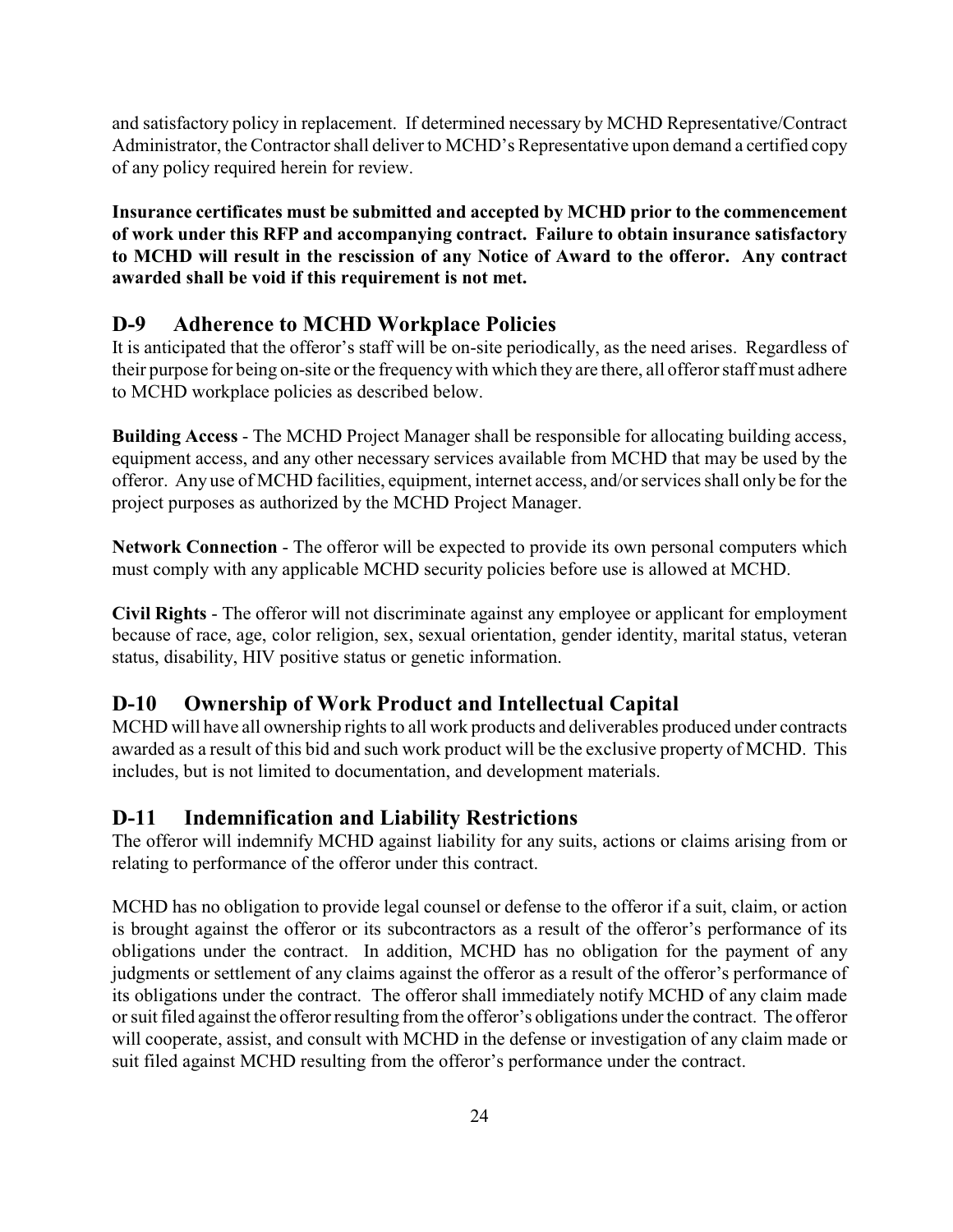and satisfactory policy in replacement. If determined necessary by MCHD Representative/Contract Administrator, the Contractor shall deliver to MCHD's Representative upon demand a certified copy of any policy required herein for review.

**Insurance certificates must be submitted and accepted by MCHD prior to the commencement of work under this RFP and accompanying contract. Failure to obtain insurance satisfactory to MCHD will result in the rescission of any Notice of Award to the offeror. Any contract awarded shall be void if this requirement is not met.**

## D-9 Adherence to MCHD Workplace Policies

It is anticipated that the offeror's staff will be on-site periodically, as the need arises. Regardless of their purpose for being on-site or the frequency with which they are there, all offeror staff must adhere to MCHD workplace policies as described below.

**Building Access** - The MCHD Project Manager shall be responsible for allocating building access, equipment access, and any other necessary services available from MCHD that may be used by the offeror. Any use of MCHD facilities, equipment, internet access, and/or services shall only be for the project purposes as authorized by the MCHD Project Manager.

**Network Connection** - The offeror will be expected to provide its own personal computers which must comply with any applicable MCHD security policies before use is allowed at MCHD.

**Civil Rights** - The offeror will not discriminate against any employee or applicant for employment because of race, age, color religion, sex, sexual orientation, gender identity, marital status, veteran status, disability, HIV positive status or genetic information.

## D-10 Ownership of Work Product and Intellectual Capital

MCHD will have all ownership rights to all work products and deliverables produced under contracts awarded as a result of this bid and such work product will be the exclusive property of MCHD. This includes, but is not limited to documentation, and development materials.

## D-11 Indemnification and Liability Restrictions

The offeror will indemnify MCHD against liability for any suits, actions or claims arising from or relating to performance of the offeror under this contract.

MCHD has no obligation to provide legal counsel or defense to the offeror if a suit, claim, or action is brought against the offeror or its subcontractors as a result of the offeror's performance of its obligations under the contract. In addition, MCHD has no obligation for the payment of any judgments or settlement of any claims against the offeror as a result of the offeror's performance of its obligations under the contract. The offeror shall immediately notify MCHD of any claim made or suit filed against the offeror resulting from the offeror's obligations under the contract. The offeror will cooperate, assist, and consult with MCHD in the defense or investigation of any claim made or suit filed against MCHD resulting from the offeror's performance under the contract.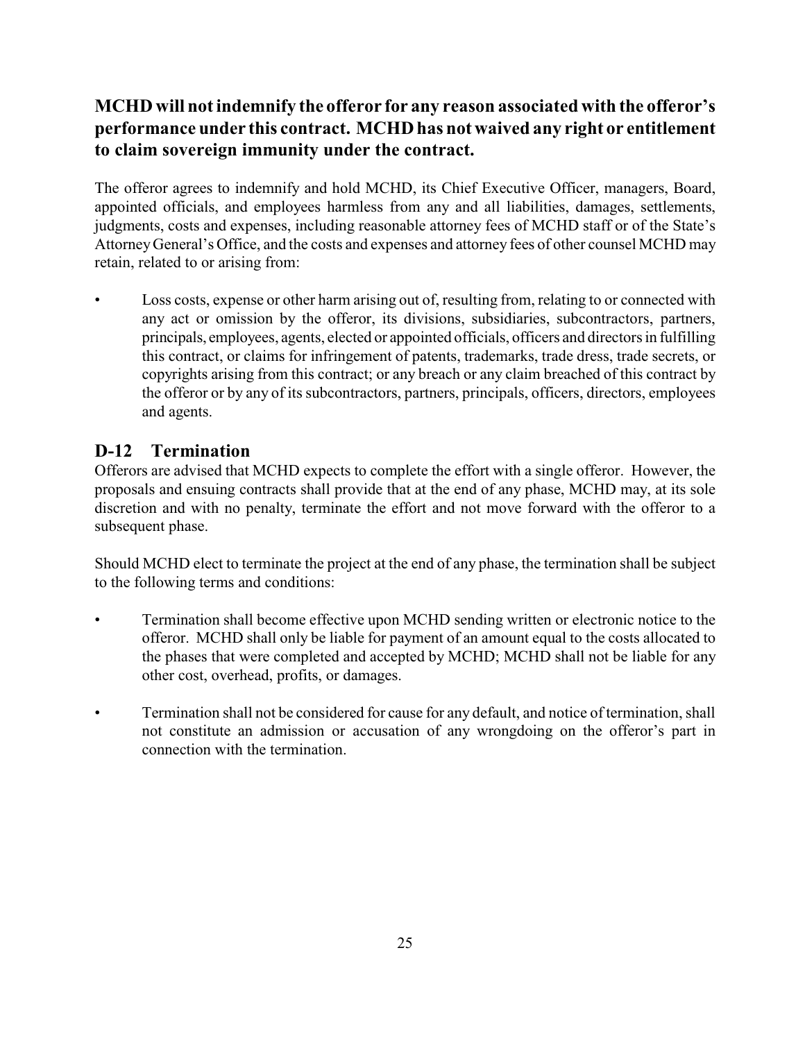**MCHD will not indemnify the offeror for any reason associated with the offeror's performance under this contract. MCHD has not waived any right or entitlement to claim sovereign immunity under the contract.**

The offeror agrees to indemnify and hold MCHD, its Chief Executive Officer, managers, Board, appointed officials, and employees harmless from any and all liabilities, damages, settlements, judgments, costs and expenses, including reasonable attorney fees of MCHD staff or of the State's Attorney General's Office, and the costs and expenses and attorney fees of other counsel MCHD may retain, related to or arising from:

- Loss costs, expense or other harm arising out of, resulting from, relating to or connected with any act or omission by the offeror, its divisions, subsidiaries, subcontractors, partners, principals, employees, agents, elected or appointed officials, officers and directors in fulfilling this contract, or claims for infringement of patents, trademarks, trade dress, trade secrets, or copyrights arising from this contract; or any breach or any claim breached of this contract by the offeror or by any of its subcontractors, partners, principals, officers, directors, employees and agents.

## D-12 Termination

Offerors are advised that MCHD expects to complete the effort with a single offeror. However, the proposals and ensuing contracts shall provide that at the end of any phase, MCHD may, at its sole discretion and with no penalty, terminate the effort and not move forward with the offeror to a subsequent phase.

Should MCHD elect to terminate the project at the end of any phase, the termination shall be subject to the following terms and conditions:

- Termination shall become effective upon MCHD sending written or electronic notice to the offeror. MCHD shall only be liable for payment of an amount equal to the costs allocated to the phases that were completed and accepted by MCHD; MCHD shall not be liable for any other cost, overhead, profits, or damages.

- Termination shall not be considered for cause for any default, and notice of termination, shall not constitute an admission or accusation of any wrongdoing on the offeror's part in connection with the termination.